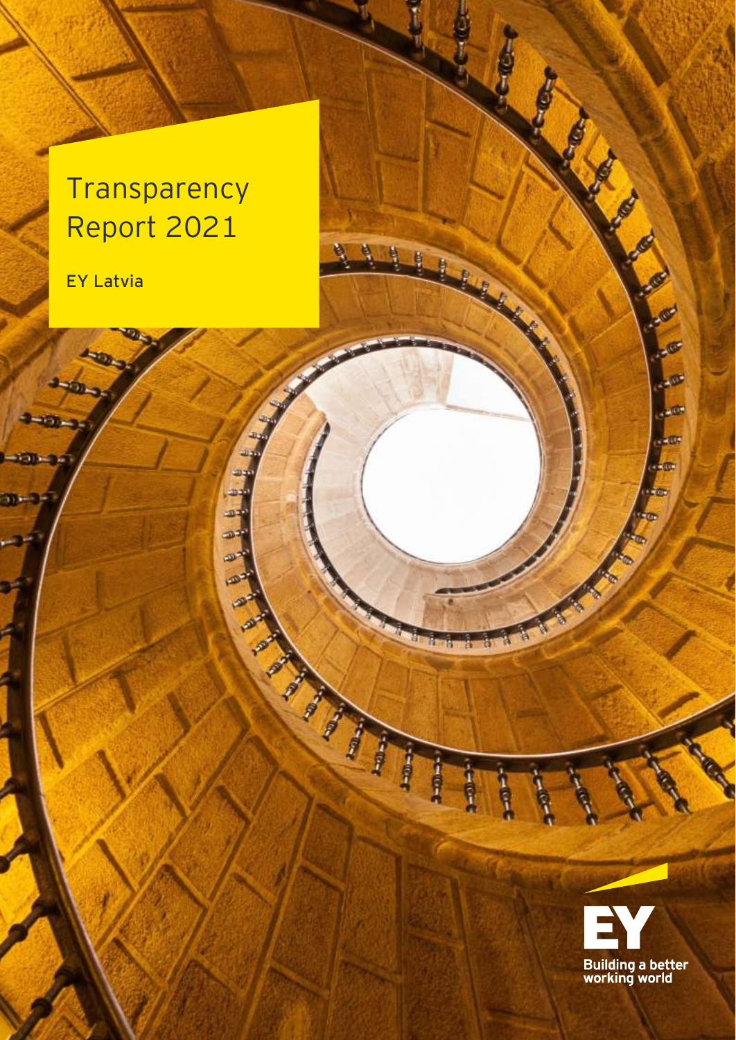# Transparency Report 2021

EY Latvia

EY

Building a better working world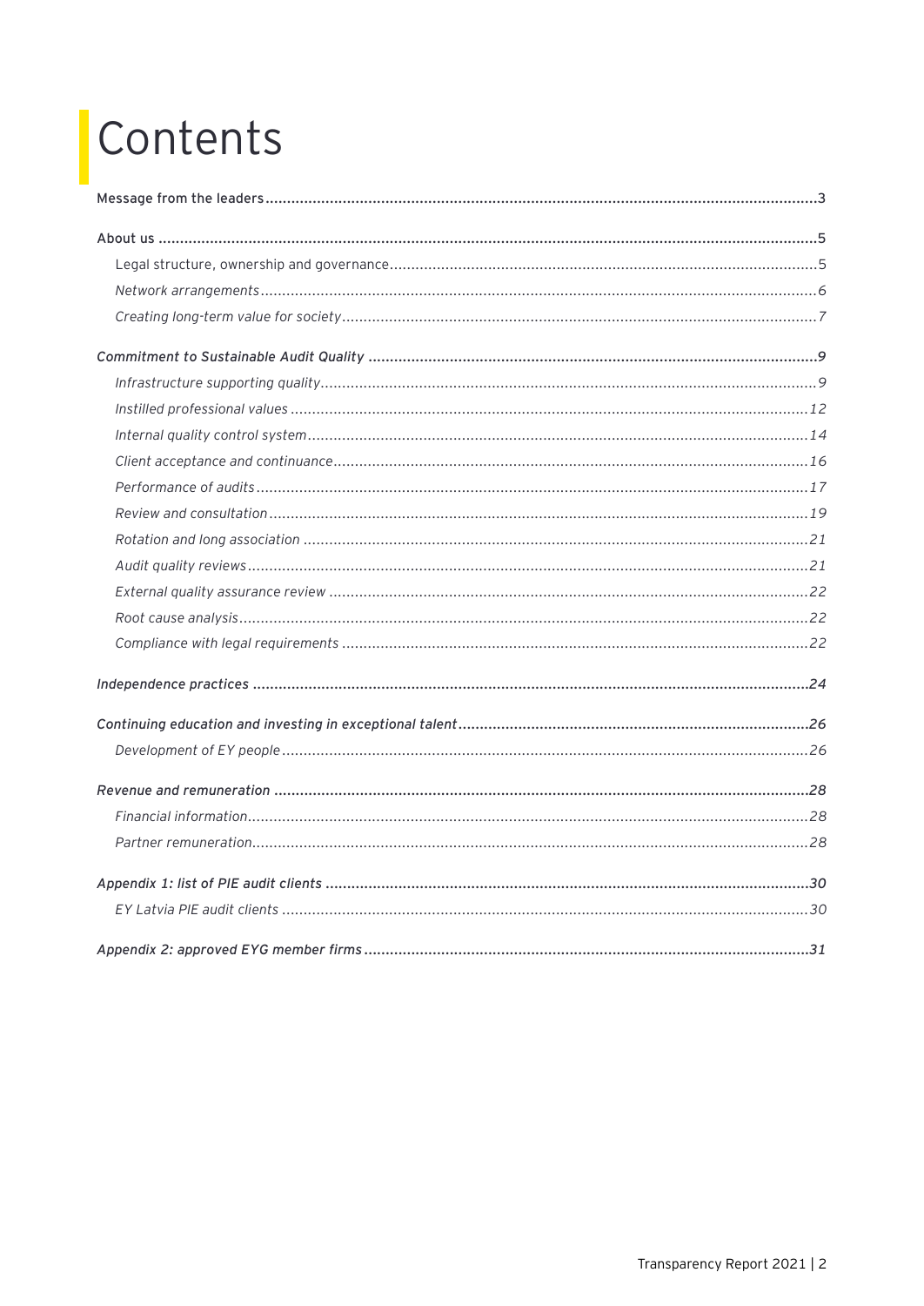# Contents

Message from the leaders ..... 3

About us ..... 5

- Legal structure, ownership and governance ..... 5
- *Network arrangements ..... 6*
- *Creating long-term value for society ..... 7*

*Commitment to Sustainable Audit Quality ..... 9*

- *Infrastructure supporting quality ..... 9*
- *Instilled professional values ..... 12*
- *Internal quality control system ..... 14*
- *Client acceptance and continuance ..... 16*
- *Performance of audits ..... 17*
- *Review and consultation ..... 19*
- *Rotation and long association ..... 21*
- *Audit quality reviews ..... 21*
- *External quality assurance review ..... 22*
- *Root cause analysis ..... 22*
- *Compliance with legal requirements ..... 22*

*Independence practices ..... 24*

*Continuing education and investing in exceptional talent ..... 26*

- *Development of EY people ..... 26*

*Revenue and remuneration ..... 28*

- *Financial information ..... 28*
- *Partner remuneration ..... 28*

*Appendix 1: list of PIE audit clients ..... 30*

- *EY Latvia PIE audit clients ..... 30*

*Appendix 2: approved EYG member firms ..... 31*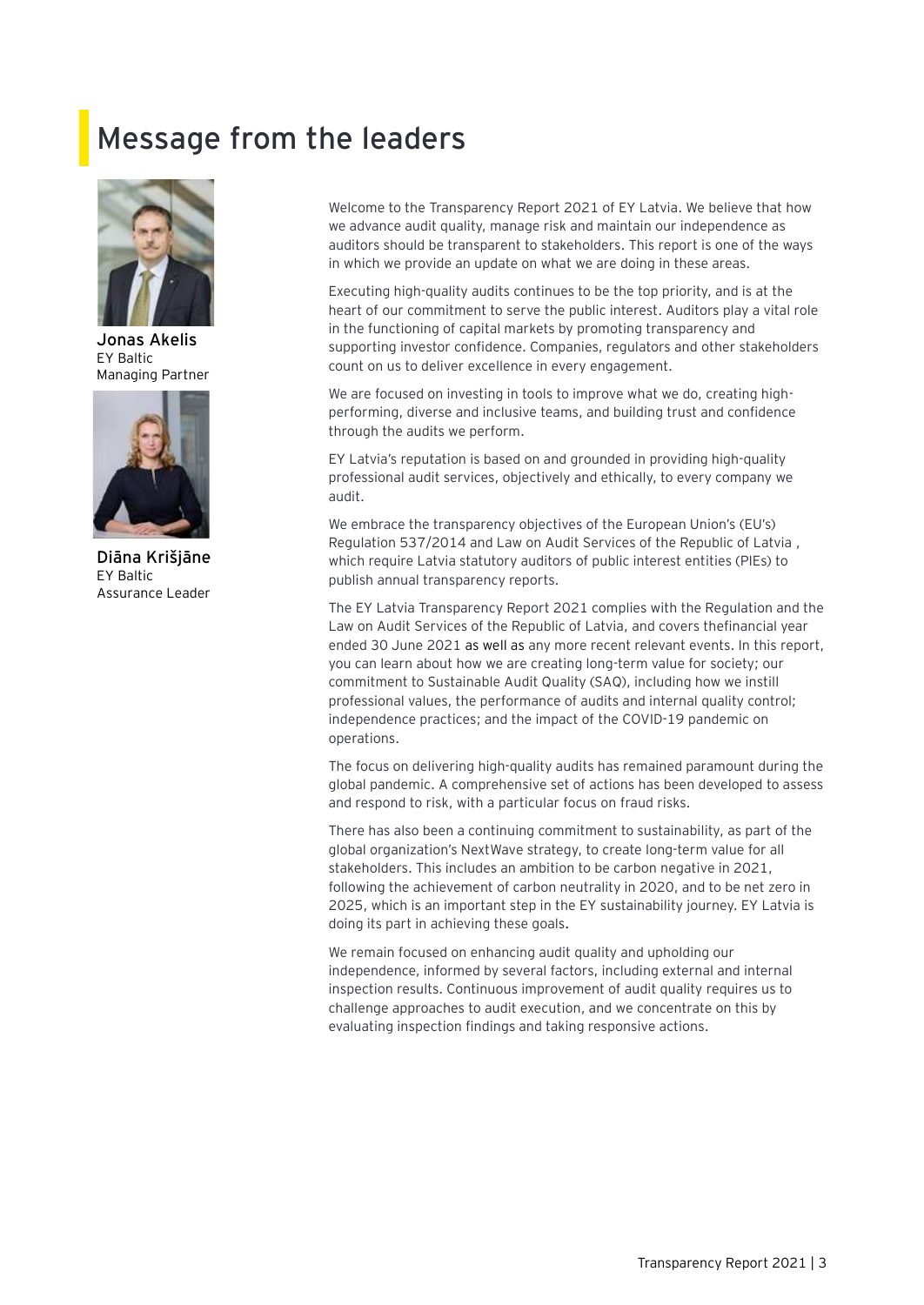# Message from the leaders

**Jonas Akelis**
EY Baltic
Managing Partner

**Diāna Krišjāne**
EY Baltic
Assurance Leader

Welcome to the Transparency Report 2021 of EY Latvia. We believe that how we advance audit quality, manage risk and maintain our independence as auditors should be transparent to stakeholders. This report is one of the ways in which we provide an update on what we are doing in these areas.

Executing high-quality audits continues to be the top priority, and is at the heart of our commitment to serve the public interest. Auditors play a vital role in the functioning of capital markets by promoting transparency and supporting investor confidence. Companies, regulators and other stakeholders count on us to deliver excellence in every engagement.

We are focused on investing in tools to improve what we do, creating high-performing, diverse and inclusive teams, and building trust and confidence through the audits we perform.

EY Latvia's reputation is based on and grounded in providing high-quality professional audit services, objectively and ethically, to every company we audit.

We embrace the transparency objectives of the European Union's (EU's) Regulation 537/2014 and Law on Audit Services of the Republic of Latvia , which require Latvia statutory auditors of public interest entities (PIEs) to publish annual transparency reports.

The EY Latvia Transparency Report 2021 complies with the Regulation and the Law on Audit Services of the Republic of Latvia, and covers thefinancial year ended 30 June 2021 as well as any more recent relevant events. In this report, you can learn about how we are creating long-term value for society; our commitment to Sustainable Audit Quality (SAQ), including how we instill professional values, the performance of audits and internal quality control; independence practices; and the impact of the COVID-19 pandemic on operations.

The focus on delivering high-quality audits has remained paramount during the global pandemic. A comprehensive set of actions has been developed to assess and respond to risk, with a particular focus on fraud risks.

There has also been a continuing commitment to sustainability, as part of the global organization's NextWave strategy, to create long-term value for all stakeholders. This includes an ambition to be carbon negative in 2021, following the achievement of carbon neutrality in 2020, and to be net zero in 2025, which is an important step in the EY sustainability journey. EY Latvia is doing its part in achieving these goals.

We remain focused on enhancing audit quality and upholding our independence, informed by several factors, including external and internal inspection results. Continuous improvement of audit quality requires us to challenge approaches to audit execution, and we concentrate on this by evaluating inspection findings and taking responsive actions.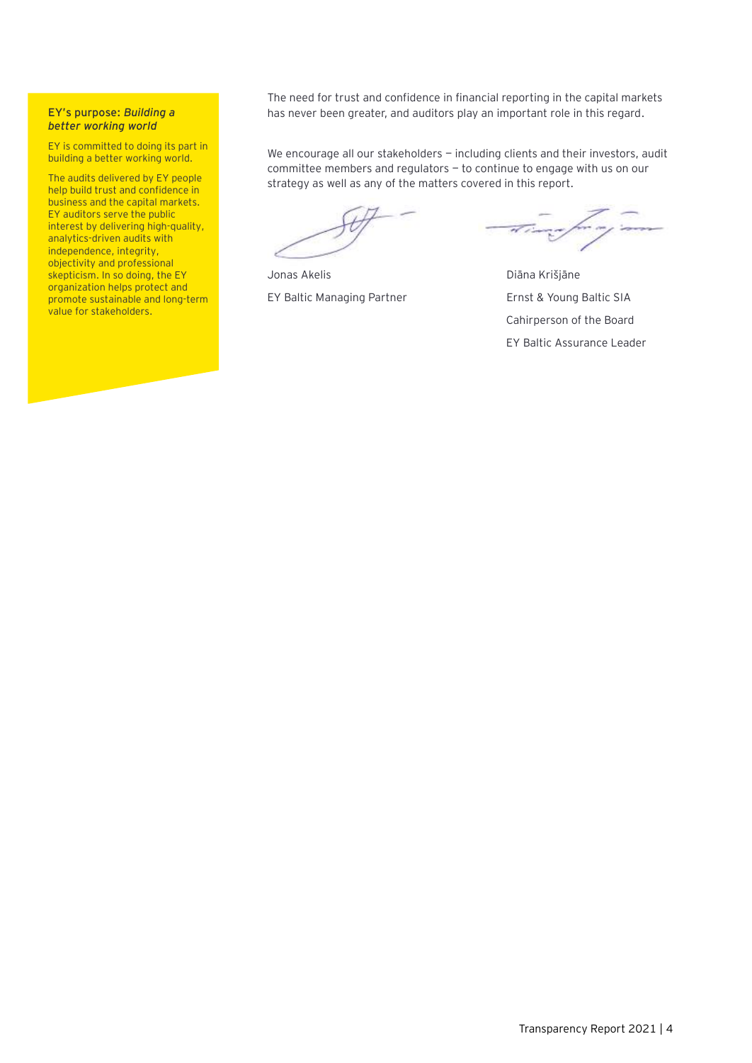**EY's purpose:** ***Building a better working world***

EY is committed to doing its part in building a better working world.

The audits delivered by EY people help build trust and confidence in business and the capital markets. EY auditors serve the public interest by delivering high-quality, analytics-driven audits with independence, integrity, objectivity and professional skepticism. In so doing, the EY organization helps protect and promote sustainable and long-term value for stakeholders.

The need for trust and confidence in financial reporting in the capital markets has never been greater, and auditors play an important role in this regard.

We encourage all our stakeholders — including clients and their investors, audit committee members and regulators — to continue to engage with us on our strategy as well as any of the matters covered in this report.

Jonas Akelis

EY Baltic Managing Partner

Diāna Krišjāne

Ernst & Young Baltic SIA

Cahirperson of the Board

EY Baltic Assurance Leader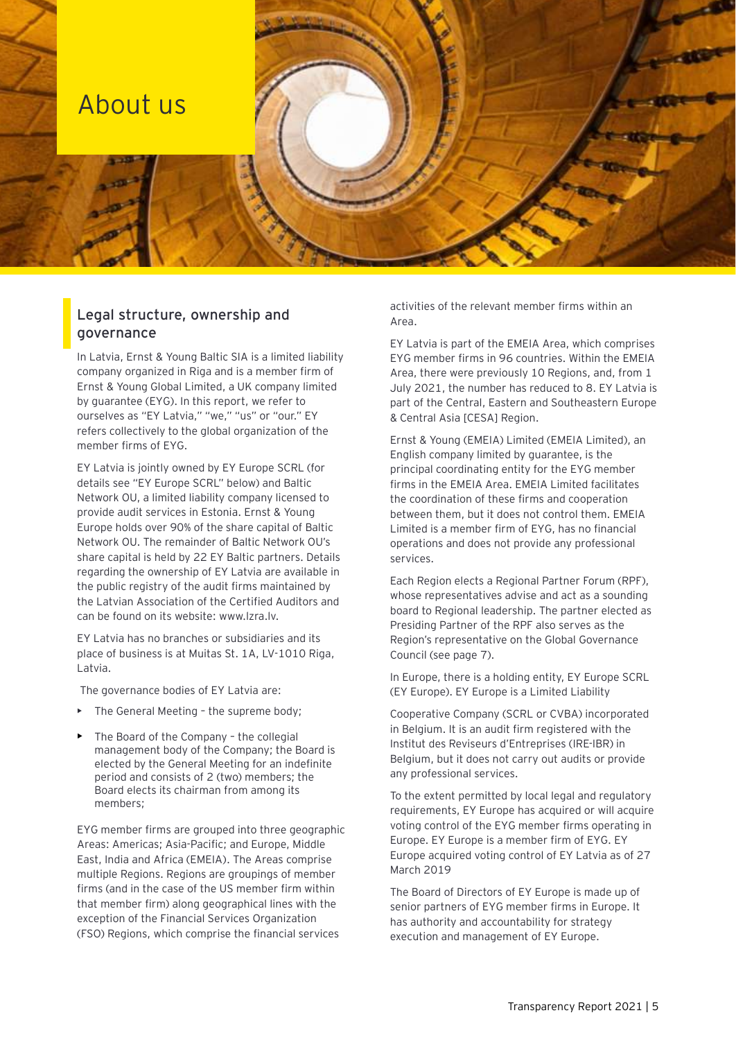# About us

## Legal structure, ownership and governance

In Latvia, Ernst & Young Baltic SIA is a limited liability company organized in Riga and is a member firm of Ernst & Young Global Limited, a UK company limited by guarantee (EYG). In this report, we refer to ourselves as "EY Latvia," "we," "us" or "our." EY refers collectively to the global organization of the member firms of EYG.

EY Latvia is jointly owned by EY Europe SCRL (for details see "EY Europe SCRL" below) and Baltic Network OU, a limited liability company licensed to provide audit services in Estonia. Ernst & Young Europe holds over 90% of the share capital of Baltic Network OU. The remainder of Baltic Network OU's share capital is held by 22 EY Baltic partners. Details regarding the ownership of EY Latvia are available in the public registry of the audit firms maintained by the Latvian Association of the Certified Auditors and can be found on its website: www.lzra.lv.

EY Latvia has no branches or subsidiaries and its place of business is at Muitas St. 1A, LV-1010 Riga, Latvia.

The governance bodies of EY Latvia are:

- The General Meeting – the supreme body;
- The Board of the Company – the collegial management body of the Company; the Board is elected by the General Meeting for an indefinite period and consists of 2 (two) members; the Board elects its chairman from among its members;

EYG member firms are grouped into three geographic Areas: Americas; Asia-Pacific; and Europe, Middle East, India and Africa (EMEIA). The Areas comprise multiple Regions. Regions are groupings of member firms (and in the case of the US member firm within that member firm) along geographical lines with the exception of the Financial Services Organization (FSO) Regions, which comprise the financial services activities of the relevant member firms within an Area.

EY Latvia is part of the EMEIA Area, which comprises EYG member firms in 96 countries. Within the EMEIA Area, there were previously 10 Regions, and, from 1 July 2021, the number has reduced to 8. EY Latvia is part of the Central, Eastern and Southeastern Europe & Central Asia [CESA] Region.

Ernst & Young (EMEIA) Limited (EMEIA Limited), an English company limited by guarantee, is the principal coordinating entity for the EYG member firms in the EMEIA Area. EMEIA Limited facilitates the coordination of these firms and cooperation between them, but it does not control them. EMEIA Limited is a member firm of EYG, has no financial operations and does not provide any professional services.

Each Region elects a Regional Partner Forum (RPF), whose representatives advise and act as a sounding board to Regional leadership. The partner elected as Presiding Partner of the RPF also serves as the Region's representative on the Global Governance Council (see page 7).

In Europe, there is a holding entity, EY Europe SCRL (EY Europe). EY Europe is a Limited Liability Cooperative Company (SCRL or CVBA) incorporated in Belgium. It is an audit firm registered with the Institut des Reviseurs d'Entreprises (IRE-IBR) in Belgium, but it does not carry out audits or provide any professional services.

To the extent permitted by local legal and regulatory requirements, EY Europe has acquired or will acquire voting control of the EYG member firms operating in Europe. EY Europe is a member firm of EYG. EY Europe acquired voting control of EY Latvia as of 27 March 2019

The Board of Directors of EY Europe is made up of senior partners of EYG member firms in Europe. It has authority and accountability for strategy execution and management of EY Europe.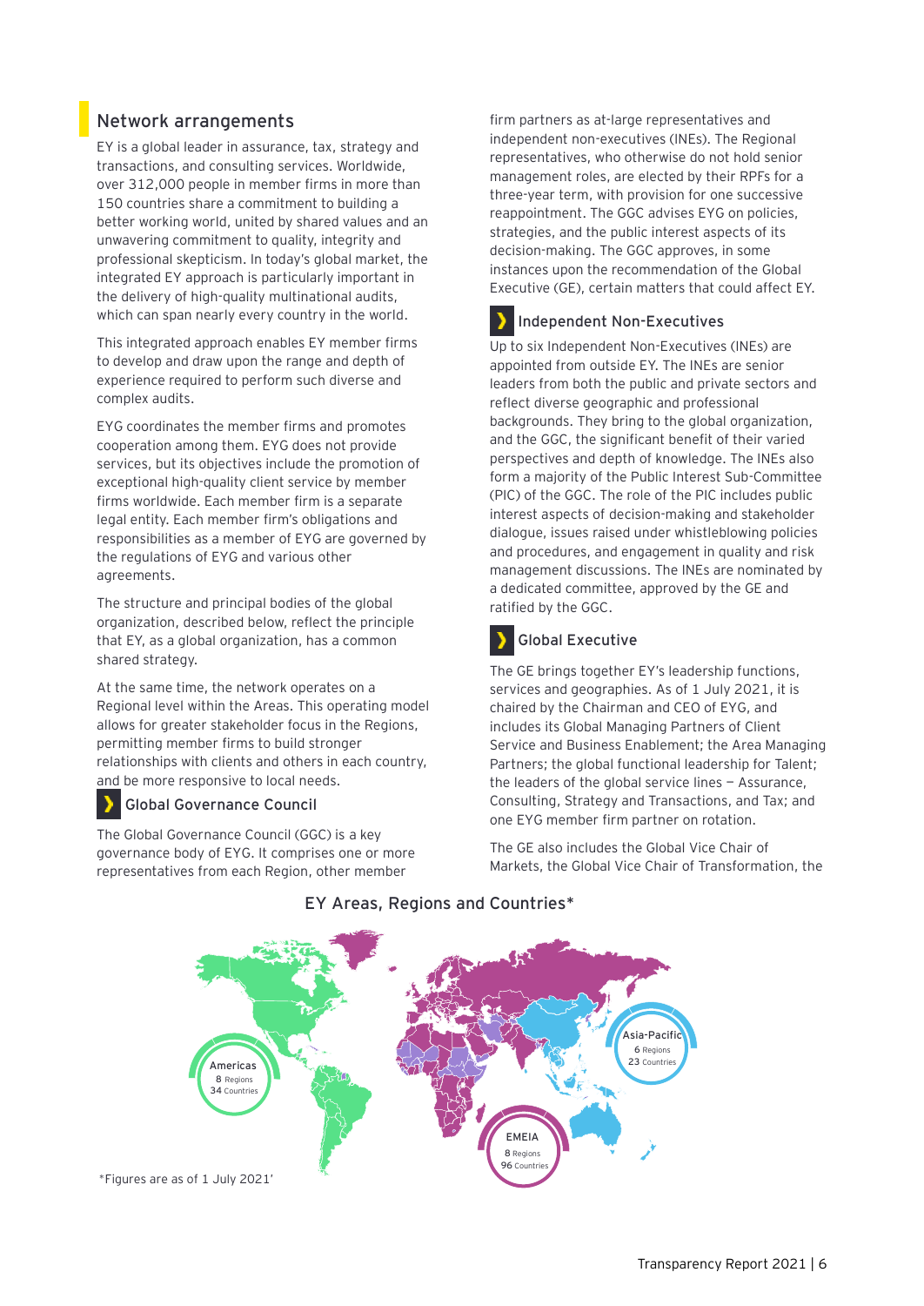## Network arrangements

EY is a global leader in assurance, tax, strategy and transactions, and consulting services. Worldwide, over 312,000 people in member firms in more than 150 countries share a commitment to building a better working world, united by shared values and an unwavering commitment to quality, integrity and professional skepticism. In today's global market, the integrated EY approach is particularly important in the delivery of high-quality multinational audits, which can span nearly every country in the world.

This integrated approach enables EY member firms to develop and draw upon the range and depth of experience required to perform such diverse and complex audits.

EYG coordinates the member firms and promotes cooperation among them. EYG does not provide services, but its objectives include the promotion of exceptional high-quality client service by member firms worldwide. Each member firm is a separate legal entity. Each member firm's obligations and responsibilities as a member of EYG are governed by the regulations of EYG and various other agreements.

The structure and principal bodies of the global organization, described below, reflect the principle that EY, as a global organization, has a common shared strategy.

At the same time, the network operates on a Regional level within the Areas. This operating model allows for greater stakeholder focus in the Regions, permitting member firms to build stronger relationships with clients and others in each country, and be more responsive to local needs.

### Global Governance Council

The Global Governance Council (GGC) is a key governance body of EYG. It comprises one or more representatives from each Region, other member firm partners as at-large representatives and independent non-executives (INEs). The Regional representatives, who otherwise do not hold senior management roles, are elected by their RPFs for a three-year term, with provision for one successive reappointment. The GGC advises EYG on policies, strategies, and the public interest aspects of its decision-making. The GGC approves, in some instances upon the recommendation of the Global Executive (GE), certain matters that could affect EY.

### Independent Non-Executives

Up to six Independent Non-Executives (INEs) are appointed from outside EY. The INEs are senior leaders from both the public and private sectors and reflect diverse geographic and professional backgrounds. They bring to the global organization, and the GGC, the significant benefit of their varied perspectives and depth of knowledge. The INEs also form a majority of the Public Interest Sub-Committee (PIC) of the GGC. The role of the PIC includes public interest aspects of decision-making and stakeholder dialogue, issues raised under whistleblowing policies and procedures, and engagement in quality and risk management discussions. The INEs are nominated by a dedicated committee, approved by the GE and ratified by the GGC.

### Global Executive

The GE brings together EY's leadership functions, services and geographies. As of 1 July 2021, it is chaired by the Chairman and CEO of EYG, and includes its Global Managing Partners of Client Service and Business Enablement; the Area Managing Partners; the global functional leadership for Talent; the leaders of the global service lines — Assurance, Consulting, Strategy and Transactions, and Tax; and one EYG member firm partner on rotation.

The GE also includes the Global Vice Chair of Markets, the Global Vice Chair of Transformation, the

**EY Areas, Regions and Countries***

Americas: 8 Regions, 34 Countries
EMEIA: 8 Regions, 96 Countries
Asia-Pacific: 6 Regions, 23 Countries

*Figures are as of 1 July 2021'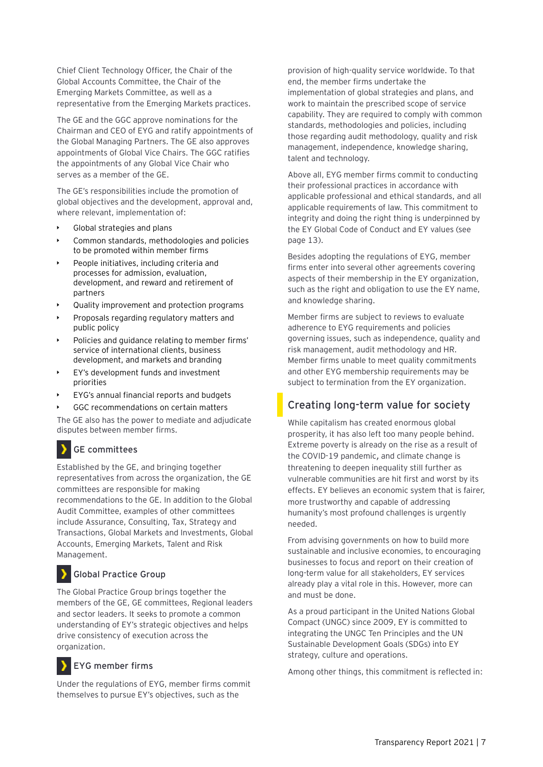Chief Client Technology Officer, the Chair of the Global Accounts Committee, the Chair of the Emerging Markets Committee, as well as a representative from the Emerging Markets practices.

The GE and the GGC approve nominations for the Chairman and CEO of EYG and ratify appointments of the Global Managing Partners. The GE also approves appointments of Global Vice Chairs. The GGC ratifies the appointments of any Global Vice Chair who serves as a member of the GE.

The GE's responsibilities include the promotion of global objectives and the development, approval and, where relevant, implementation of:

- Global strategies and plans
- Common standards, methodologies and policies to be promoted within member firms
- People initiatives, including criteria and processes for admission, evaluation, development, and reward and retirement of partners
- Quality improvement and protection programs
- Proposals regarding regulatory matters and public policy
- Policies and guidance relating to member firms' service of international clients, business development, and markets and branding
- EY's development funds and investment priorities
- EYG's annual financial reports and budgets
- GGC recommendations on certain matters

The GE also has the power to mediate and adjudicate disputes between member firms.

### GE committees

Established by the GE, and bringing together representatives from across the organization, the GE committees are responsible for making recommendations to the GE. In addition to the Global Audit Committee, examples of other committees include Assurance, Consulting, Tax, Strategy and Transactions, Global Markets and Investments, Global Accounts, Emerging Markets, Talent and Risk Management.

### Global Practice Group

The Global Practice Group brings together the members of the GE, GE committees, Regional leaders and sector leaders. It seeks to promote a common understanding of EY's strategic objectives and helps drive consistency of execution across the organization.

### EYG member firms

Under the regulations of EYG, member firms commit themselves to pursue EY's objectives, such as the provision of high-quality service worldwide. To that end, the member firms undertake the implementation of global strategies and plans, and work to maintain the prescribed scope of service capability. They are required to comply with common standards, methodologies and policies, including those regarding audit methodology, quality and risk management, independence, knowledge sharing, talent and technology.

Above all, EYG member firms commit to conducting their professional practices in accordance with applicable professional and ethical standards, and all applicable requirements of law. This commitment to integrity and doing the right thing is underpinned by the EY Global Code of Conduct and EY values (see page 13).

Besides adopting the regulations of EYG, member firms enter into several other agreements covering aspects of their membership in the EY organization, such as the right and obligation to use the EY name, and knowledge sharing.

Member firms are subject to reviews to evaluate adherence to EYG requirements and policies governing issues, such as independence, quality and risk management, audit methodology and HR. Member firms unable to meet quality commitments and other EYG membership requirements may be subject to termination from the EY organization.

## Creating long-term value for society

While capitalism has created enormous global prosperity, it has also left too many people behind. Extreme poverty is already on the rise as a result of the COVID-19 pandemic, and climate change is threatening to deepen inequality still further as vulnerable communities are hit first and worst by its effects. EY believes an economic system that is fairer, more trustworthy and capable of addressing humanity's most profound challenges is urgently needed.

From advising governments on how to build more sustainable and inclusive economies, to encouraging businesses to focus and report on their creation of long-term value for all stakeholders, EY services already play a vital role in this. However, more can and must be done.

As a proud participant in the United Nations Global Compact (UNGC) since 2009, EY is committed to integrating the UNGC Ten Principles and the UN Sustainable Development Goals (SDGs) into EY strategy, culture and operations.

Among other things, this commitment is reflected in: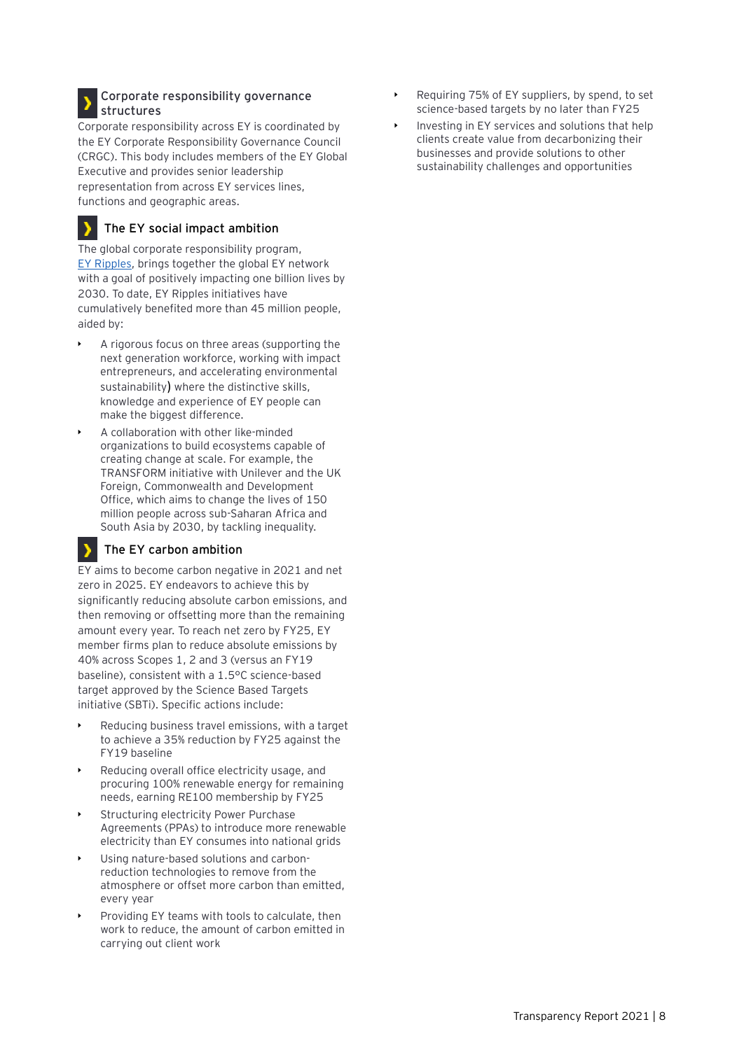## Corporate responsibility governance structures

Corporate responsibility across EY is coordinated by the EY Corporate Responsibility Governance Council (CRGC). This body includes members of the EY Global Executive and provides senior leadership representation from across EY services lines, functions and geographic areas.

## The EY social impact ambition

The global corporate responsibility program, EY Ripples, brings together the global EY network with a goal of positively impacting one billion lives by 2030. To date, EY Ripples initiatives have cumulatively benefited more than 45 million people, aided by:

- A rigorous focus on three areas (supporting the next generation workforce, working with impact entrepreneurs, and accelerating environmental sustainability) where the distinctive skills, knowledge and experience of EY people can make the biggest difference.
- A collaboration with other like-minded organizations to build ecosystems capable of creating change at scale. For example, the TRANSFORM initiative with Unilever and the UK Foreign, Commonwealth and Development Office, which aims to change the lives of 150 million people across sub-Saharan Africa and South Asia by 2030, by tackling inequality.

## The EY carbon ambition

EY aims to become carbon negative in 2021 and net zero in 2025. EY endeavors to achieve this by significantly reducing absolute carbon emissions, and then removing or offsetting more than the remaining amount every year. To reach net zero by FY25, EY member firms plan to reduce absolute emissions by 40% across Scopes 1, 2 and 3 (versus an FY19 baseline), consistent with a 1.5°C science-based target approved by the Science Based Targets initiative (SBTi). Specific actions include:

- Reducing business travel emissions, with a target to achieve a 35% reduction by FY25 against the FY19 baseline
- Reducing overall office electricity usage, and procuring 100% renewable energy for remaining needs, earning RE100 membership by FY25
- Structuring electricity Power Purchase Agreements (PPAs) to introduce more renewable electricity than EY consumes into national grids
- Using nature-based solutions and carbon-reduction technologies to remove from the atmosphere or offset more carbon than emitted, every year
- Providing EY teams with tools to calculate, then work to reduce, the amount of carbon emitted in carrying out client work
- Requiring 75% of EY suppliers, by spend, to set science-based targets by no later than FY25
- Investing in EY services and solutions that help clients create value from decarbonizing their businesses and provide solutions to other sustainability challenges and opportunities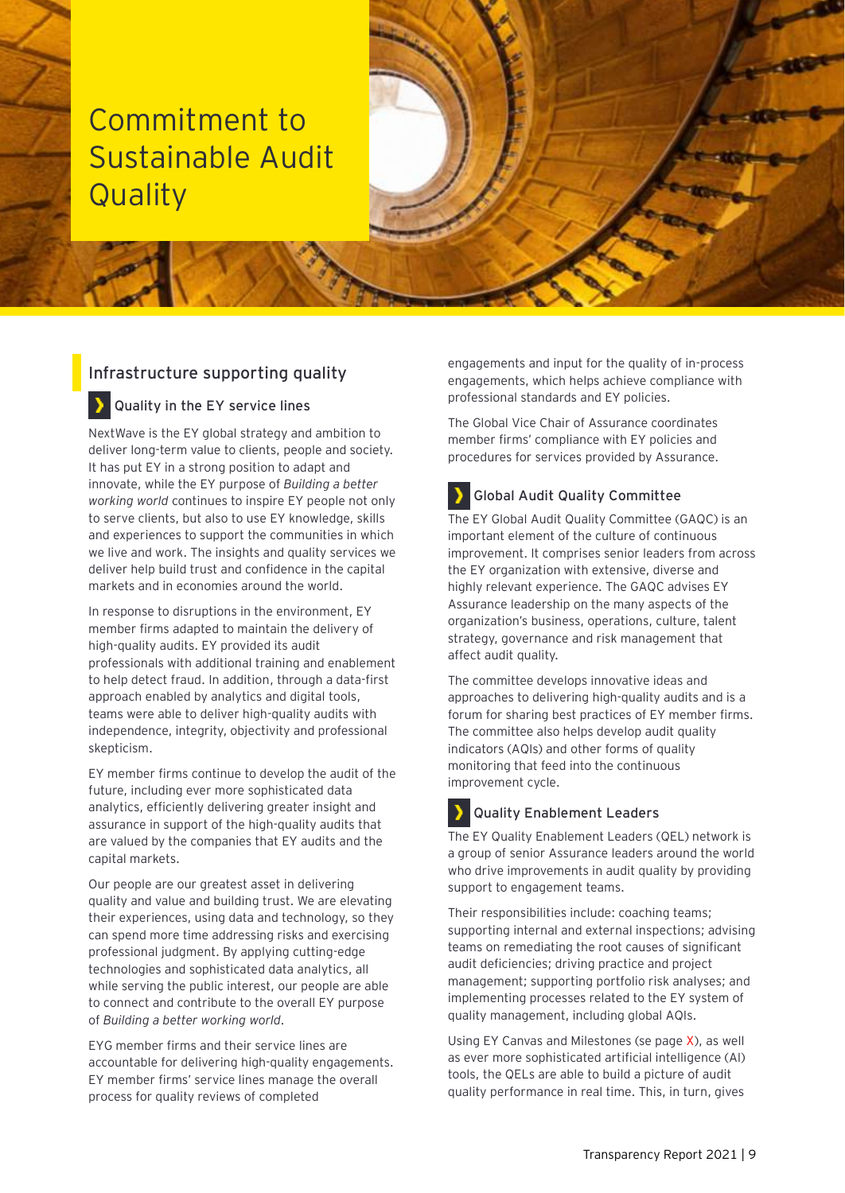# Commitment to Sustainable Audit Quality

## Infrastructure supporting quality

### Quality in the EY service lines

NextWave is the EY global strategy and ambition to deliver long-term value to clients, people and society. It has put EY in a strong position to adapt and innovate, while the EY purpose of *Building a better working world* continues to inspire EY people not only to serve clients, but also to use EY knowledge, skills and experiences to support the communities in which we live and work. The insights and quality services we deliver help build trust and confidence in the capital markets and in economies around the world.

In response to disruptions in the environment, EY member firms adapted to maintain the delivery of high-quality audits. EY provided its audit professionals with additional training and enablement to help detect fraud. In addition, through a data-first approach enabled by analytics and digital tools, teams were able to deliver high-quality audits with independence, integrity, objectivity and professional skepticism.

EY member firms continue to develop the audit of the future, including ever more sophisticated data analytics, efficiently delivering greater insight and assurance in support of the high-quality audits that are valued by the companies that EY audits and the capital markets.

Our people are our greatest asset in delivering quality and value and building trust. We are elevating their experiences, using data and technology, so they can spend more time addressing risks and exercising professional judgment. By applying cutting-edge technologies and sophisticated data analytics, all while serving the public interest, our people are able to connect and contribute to the overall EY purpose of *Building a better working world*.

EYG member firms and their service lines are accountable for delivering high-quality engagements. EY member firms' service lines manage the overall process for quality reviews of completed engagements and input for the quality of in-process engagements, which helps achieve compliance with professional standards and EY policies.

The Global Vice Chair of Assurance coordinates member firms' compliance with EY policies and procedures for services provided by Assurance.

### Global Audit Quality Committee

The EY Global Audit Quality Committee (GAQC) is an important element of the culture of continuous improvement. It comprises senior leaders from across the EY organization with extensive, diverse and highly relevant experience. The GAQC advises EY Assurance leadership on the many aspects of the organization's business, operations, culture, talent strategy, governance and risk management that affect audit quality.

The committee develops innovative ideas and approaches to delivering high-quality audits and is a forum for sharing best practices of EY member firms. The committee also helps develop audit quality indicators (AQIs) and other forms of quality monitoring that feed into the continuous improvement cycle.

### Quality Enablement Leaders

The EY Quality Enablement Leaders (QEL) network is a group of senior Assurance leaders around the world who drive improvements in audit quality by providing support to engagement teams.

Their responsibilities include: coaching teams; supporting internal and external inspections; advising teams on remediating the root causes of significant audit deficiencies; driving practice and project management; supporting portfolio risk analyses; and implementing processes related to the EY system of quality management, including global AQIs.

Using EY Canvas and Milestones (se page X), as well as ever more sophisticated artificial intelligence (AI) tools, the QELs are able to build a picture of audit quality performance in real time. This, in turn, gives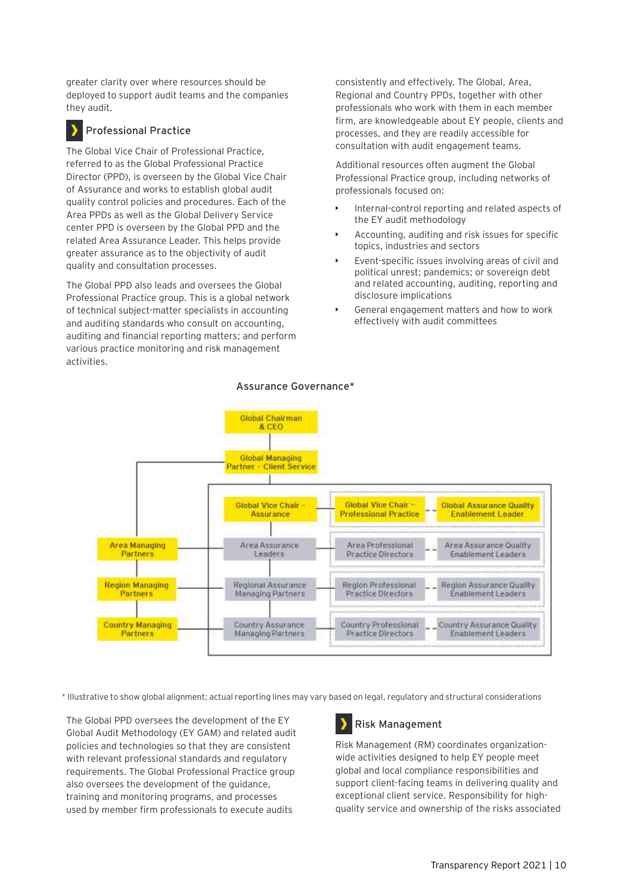greater clarity over where resources should be deployed to support audit teams and the companies they audit.

## Professional Practice

The Global Vice Chair of Professional Practice, referred to as the Global Professional Practice Director (PPD), is overseen by the Global Vice Chair of Assurance and works to establish global audit quality control policies and procedures. Each of the Area PPDs as well as the Global Delivery Service center PPD is overseen by the Global PPD and the related Area Assurance Leader. This helps provide greater assurance as to the objectivity of audit quality and consultation processes.

The Global PPD also leads and oversees the Global Professional Practice group. This is a global network of technical subject-matter specialists in accounting and auditing standards who consult on accounting, auditing and financial reporting matters; and perform various practice monitoring and risk management activities.

consistently and effectively. The Global, Area, Regional and Country PPDs, together with other professionals who work with them in each member firm, are knowledgeable about EY people, clients and processes, and they are readily accessible for consultation with audit engagement teams.

Additional resources often augment the Global Professional Practice group, including networks of professionals focused on:

- Internal-control reporting and related aspects of the EY audit methodology
- Accounting, auditing and risk issues for specific topics, industries and sectors
- Event-specific issues involving areas of civil and political unrest; pandemics; or sovereign debt and related accounting, auditing, reporting and disclosure implications
- General engagement matters and how to work effectively with audit committees

Assurance Governance*

Global Chairman & CEO

Global Managing Partner – Client Service

Global Vice Chair – Assurance | Global Vice Chair – Professional Practice | Global Assurance Quality Enablement Leader

Area Managing Partners | Area Assurance Leaders | Area Professional Practice Directors | Area Assurance Quality Enablement Leaders

Region Managing Partners | Regional Assurance Managing Partners | Region Professional Practice Directors | Region Assurance Quality Enablement Leaders

Country Managing Partners | Country Assurance Managing Partners | Country Professional Practice Directors | Country Assurance Quality Enablement Leaders

\* Illustrative to show global alignment; actual reporting lines may vary based on legal, regulatory and structural considerations

The Global PPD oversees the development of the EY Global Audit Methodology (EY GAM) and related audit policies and technologies so that they are consistent with relevant professional standards and regulatory requirements. The Global Professional Practice group also oversees the development of the guidance, training and monitoring programs, and processes used by member firm professionals to execute audits

## Risk Management

Risk Management (RM) coordinates organization-wide activities designed to help EY people meet global and local compliance responsibilities and support client-facing teams in delivering quality and exceptional client service. Responsibility for high-quality service and ownership of the risks associated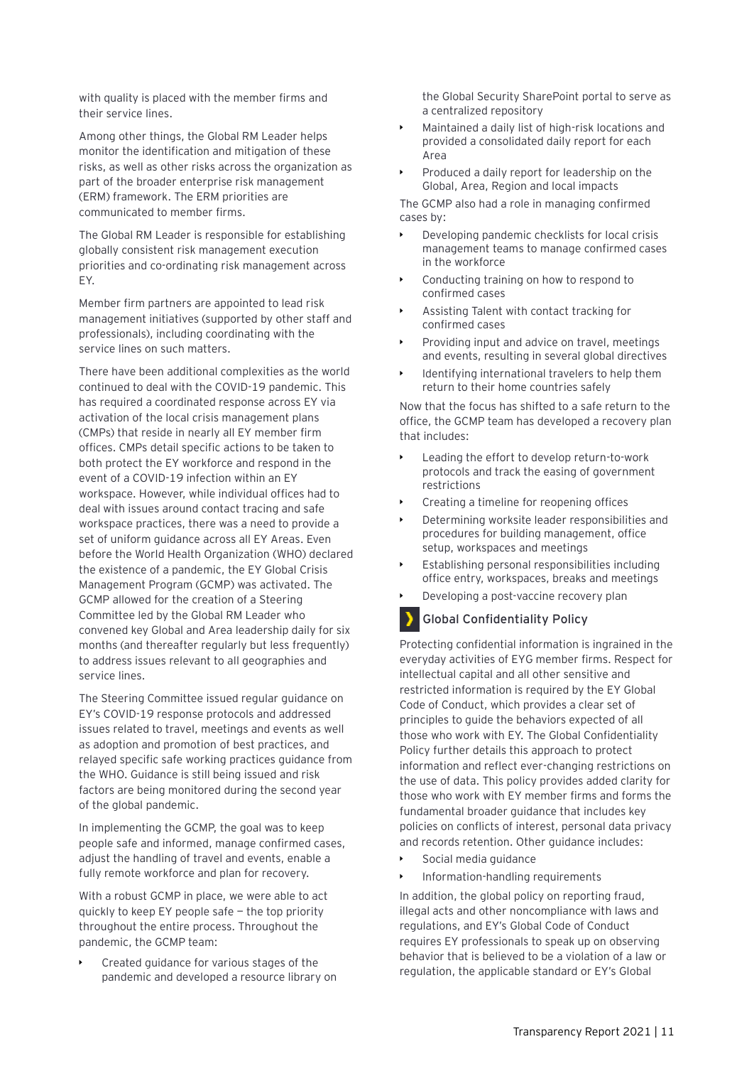with quality is placed with the member firms and their service lines.

Among other things, the Global RM Leader helps monitor the identification and mitigation of these risks, as well as other risks across the organization as part of the broader enterprise risk management (ERM) framework. The ERM priorities are communicated to member firms.

The Global RM Leader is responsible for establishing globally consistent risk management execution priorities and co-ordinating risk management across EY.

Member firm partners are appointed to lead risk management initiatives (supported by other staff and professionals), including coordinating with the service lines on such matters.

There have been additional complexities as the world continued to deal with the COVID-19 pandemic. This has required a coordinated response across EY via activation of the local crisis management plans (CMPs) that reside in nearly all EY member firm offices. CMPs detail specific actions to be taken to both protect the EY workforce and respond in the event of a COVID-19 infection within an EY workspace. However, while individual offices had to deal with issues around contact tracing and safe workspace practices, there was a need to provide a set of uniform guidance across all EY Areas. Even before the World Health Organization (WHO) declared the existence of a pandemic, the EY Global Crisis Management Program (GCMP) was activated. The GCMP allowed for the creation of a Steering Committee led by the Global RM Leader who convened key Global and Area leadership daily for six months (and thereafter regularly but less frequently) to address issues relevant to all geographies and service lines.

The Steering Committee issued regular guidance on EY's COVID-19 response protocols and addressed issues related to travel, meetings and events as well as adoption and promotion of best practices, and relayed specific safe working practices guidance from the WHO. Guidance is still being issued and risk factors are being monitored during the second year of the global pandemic.

In implementing the GCMP, the goal was to keep people safe and informed, manage confirmed cases, adjust the handling of travel and events, enable a fully remote workforce and plan for recovery.

With a robust GCMP in place, we were able to act quickly to keep EY people safe — the top priority throughout the entire process. Throughout the pandemic, the GCMP team:

- Created guidance for various stages of the pandemic and developed a resource library on the Global Security SharePoint portal to serve as a centralized repository
- Maintained a daily list of high-risk locations and provided a consolidated daily report for each Area
- Produced a daily report for leadership on the Global, Area, Region and local impacts

The GCMP also had a role in managing confirmed cases by:

- Developing pandemic checklists for local crisis management teams to manage confirmed cases in the workforce
- Conducting training on how to respond to confirmed cases
- Assisting Talent with contact tracking for confirmed cases
- Providing input and advice on travel, meetings and events, resulting in several global directives
- Identifying international travelers to help them return to their home countries safely

Now that the focus has shifted to a safe return to the office, the GCMP team has developed a recovery plan that includes:

- Leading the effort to develop return-to-work protocols and track the easing of government restrictions
- Creating a timeline for reopening offices
- Determining worksite leader responsibilities and procedures for building management, office setup, workspaces and meetings
- Establishing personal responsibilities including office entry, workspaces, breaks and meetings
- Developing a post-vaccine recovery plan

## Global Confidentiality Policy

Protecting confidential information is ingrained in the everyday activities of EYG member firms. Respect for intellectual capital and all other sensitive and restricted information is required by the EY Global Code of Conduct, which provides a clear set of principles to guide the behaviors expected of all those who work with EY. The Global Confidentiality Policy further details this approach to protect information and reflect ever-changing restrictions on the use of data. This policy provides added clarity for those who work with EY member firms and forms the fundamental broader guidance that includes key policies on conflicts of interest, personal data privacy and records retention. Other guidance includes:

- Social media guidance
- Information-handling requirements

In addition, the global policy on reporting fraud, illegal acts and other noncompliance with laws and regulations, and EY's Global Code of Conduct requires EY professionals to speak up on observing behavior that is believed to be a violation of a law or regulation, the applicable standard or EY's Global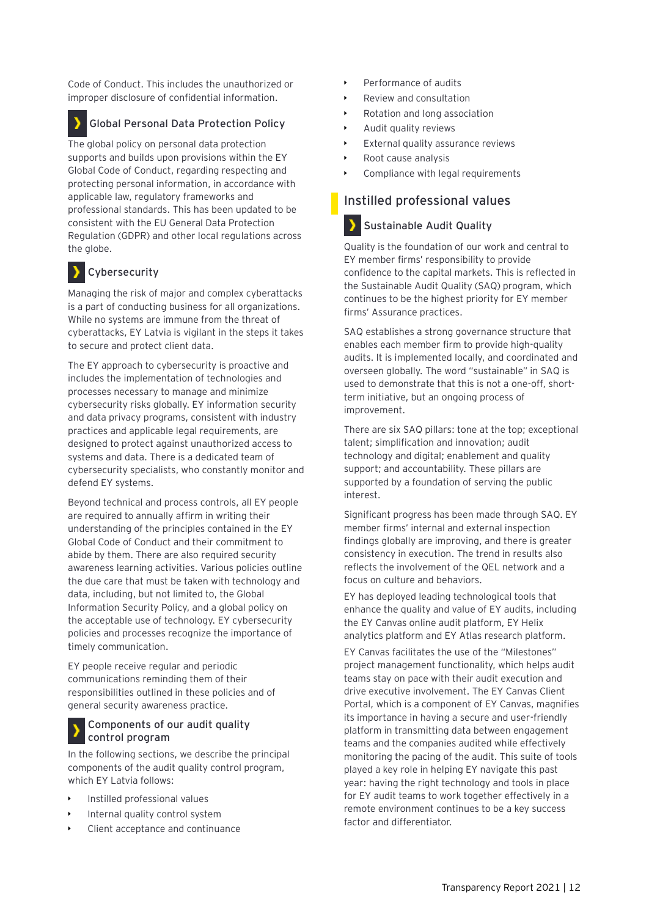Code of Conduct. This includes the unauthorized or improper disclosure of confidential information.

### Global Personal Data Protection Policy

The global policy on personal data protection supports and builds upon provisions within the EY Global Code of Conduct, regarding respecting and protecting personal information, in accordance with applicable law, regulatory frameworks and professional standards. This has been updated to be consistent with the EU General Data Protection Regulation (GDPR) and other local regulations across the globe.

### Cybersecurity

Managing the risk of major and complex cyberattacks is a part of conducting business for all organizations. While no systems are immune from the threat of cyberattacks, EY Latvia is vigilant in the steps it takes to secure and protect client data.

The EY approach to cybersecurity is proactive and includes the implementation of technologies and processes necessary to manage and minimize cybersecurity risks globally. EY information security and data privacy programs, consistent with industry practices and applicable legal requirements, are designed to protect against unauthorized access to systems and data. There is a dedicated team of cybersecurity specialists, who constantly monitor and defend EY systems.

Beyond technical and process controls, all EY people are required to annually affirm in writing their understanding of the principles contained in the EY Global Code of Conduct and their commitment to abide by them. There are also required security awareness learning activities. Various policies outline the due care that must be taken with technology and data, including, but not limited to, the Global Information Security Policy, and a global policy on the acceptable use of technology. EY cybersecurity policies and processes recognize the importance of timely communication.

EY people receive regular and periodic communications reminding them of their responsibilities outlined in these policies and of general security awareness practice.

### Components of our audit quality control program

In the following sections, we describe the principal components of the audit quality control program, which EY Latvia follows:

- Instilled professional values
- Internal quality control system
- Client acceptance and continuance
- Performance of audits
- Review and consultation
- Rotation and long association
- Audit quality reviews
- External quality assurance reviews
- Root cause analysis
- Compliance with legal requirements

## Instilled professional values

### Sustainable Audit Quality

Quality is the foundation of our work and central to EY member firms' responsibility to provide confidence to the capital markets. This is reflected in the Sustainable Audit Quality (SAQ) program, which continues to be the highest priority for EY member firms' Assurance practices.

SAQ establishes a strong governance structure that enables each member firm to provide high-quality audits. It is implemented locally, and coordinated and overseen globally. The word "sustainable" in SAQ is used to demonstrate that this is not a one-off, short-term initiative, but an ongoing process of improvement.

There are six SAQ pillars: tone at the top; exceptional talent; simplification and innovation; audit technology and digital; enablement and quality support; and accountability. These pillars are supported by a foundation of serving the public interest.

Significant progress has been made through SAQ. EY member firms' internal and external inspection findings globally are improving, and there is greater consistency in execution. The trend in results also reflects the involvement of the QEL network and a focus on culture and behaviors.

EY has deployed leading technological tools that enhance the quality and value of EY audits, including the EY Canvas online audit platform, EY Helix analytics platform and EY Atlas research platform.

EY Canvas facilitates the use of the "Milestones" project management functionality, which helps audit teams stay on pace with their audit execution and drive executive involvement. The EY Canvas Client Portal, which is a component of EY Canvas, magnifies its importance in having a secure and user-friendly platform in transmitting data between engagement teams and the companies audited while effectively monitoring the pacing of the audit. This suite of tools played a key role in helping EY navigate this past year: having the right technology and tools in place for EY audit teams to work together effectively in a remote environment continues to be a key success factor and differentiator.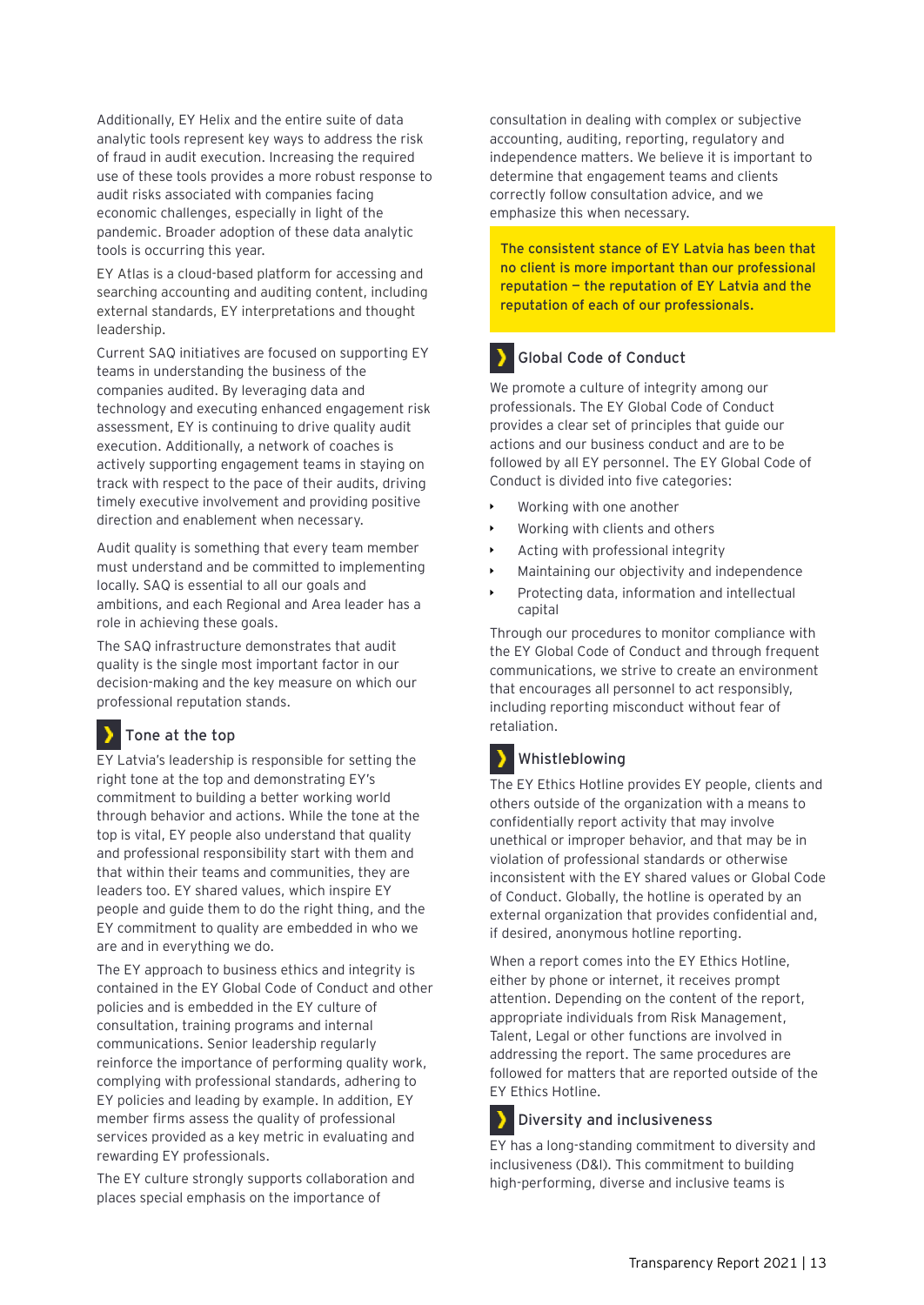Additionally, EY Helix and the entire suite of data analytic tools represent key ways to address the risk of fraud in audit execution. Increasing the required use of these tools provides a more robust response to audit risks associated with companies facing economic challenges, especially in light of the pandemic. Broader adoption of these data analytic tools is occurring this year.

EY Atlas is a cloud-based platform for accessing and searching accounting and auditing content, including external standards, EY interpretations and thought leadership.

Current SAQ initiatives are focused on supporting EY teams in understanding the business of the companies audited. By leveraging data and technology and executing enhanced engagement risk assessment, EY is continuing to drive quality audit execution. Additionally, a network of coaches is actively supporting engagement teams in staying on track with respect to the pace of their audits, driving timely executive involvement and providing positive direction and enablement when necessary.

Audit quality is something that every team member must understand and be committed to implementing locally. SAQ is essential to all our goals and ambitions, and each Regional and Area leader has a role in achieving these goals.

The SAQ infrastructure demonstrates that audit quality is the single most important factor in our decision-making and the key measure on which our professional reputation stands.

## Tone at the top

EY Latvia's leadership is responsible for setting the right tone at the top and demonstrating EY's commitment to building a better working world through behavior and actions. While the tone at the top is vital, EY people also understand that quality and professional responsibility start with them and that within their teams and communities, they are leaders too. EY shared values, which inspire EY people and guide them to do the right thing, and the EY commitment to quality are embedded in who we are and in everything we do.

The EY approach to business ethics and integrity is contained in the EY Global Code of Conduct and other policies and is embedded in the EY culture of consultation, training programs and internal communications. Senior leadership regularly reinforce the importance of performing quality work, complying with professional standards, adhering to EY policies and leading by example. In addition, EY member firms assess the quality of professional services provided as a key metric in evaluating and rewarding EY professionals.

The EY culture strongly supports collaboration and places special emphasis on the importance of consultation in dealing with complex or subjective accounting, auditing, reporting, regulatory and independence matters. We believe it is important to determine that engagement teams and clients correctly follow consultation advice, and we emphasize this when necessary.

**The consistent stance of EY Latvia has been that no client is more important than our professional reputation — the reputation of EY Latvia and the reputation of each of our professionals.**

## Global Code of Conduct

We promote a culture of integrity among our professionals. The EY Global Code of Conduct provides a clear set of principles that guide our actions and our business conduct and are to be followed by all EY personnel. The EY Global Code of Conduct is divided into five categories:

- Working with one another
- Working with clients and others
- Acting with professional integrity
- Maintaining our objectivity and independence
- Protecting data, information and intellectual capital

Through our procedures to monitor compliance with the EY Global Code of Conduct and through frequent communications, we strive to create an environment that encourages all personnel to act responsibly, including reporting misconduct without fear of retaliation.

## Whistleblowing

The EY Ethics Hotline provides EY people, clients and others outside of the organization with a means to confidentially report activity that may involve unethical or improper behavior, and that may be in violation of professional standards or otherwise inconsistent with the EY shared values or Global Code of Conduct. Globally, the hotline is operated by an external organization that provides confidential and, if desired, anonymous hotline reporting.

When a report comes into the EY Ethics Hotline, either by phone or internet, it receives prompt attention. Depending on the content of the report, appropriate individuals from Risk Management, Talent, Legal or other functions are involved in addressing the report. The same procedures are followed for matters that are reported outside of the EY Ethics Hotline.

## Diversity and inclusiveness

EY has a long-standing commitment to diversity and inclusiveness (D&I). This commitment to building high-performing, diverse and inclusive teams is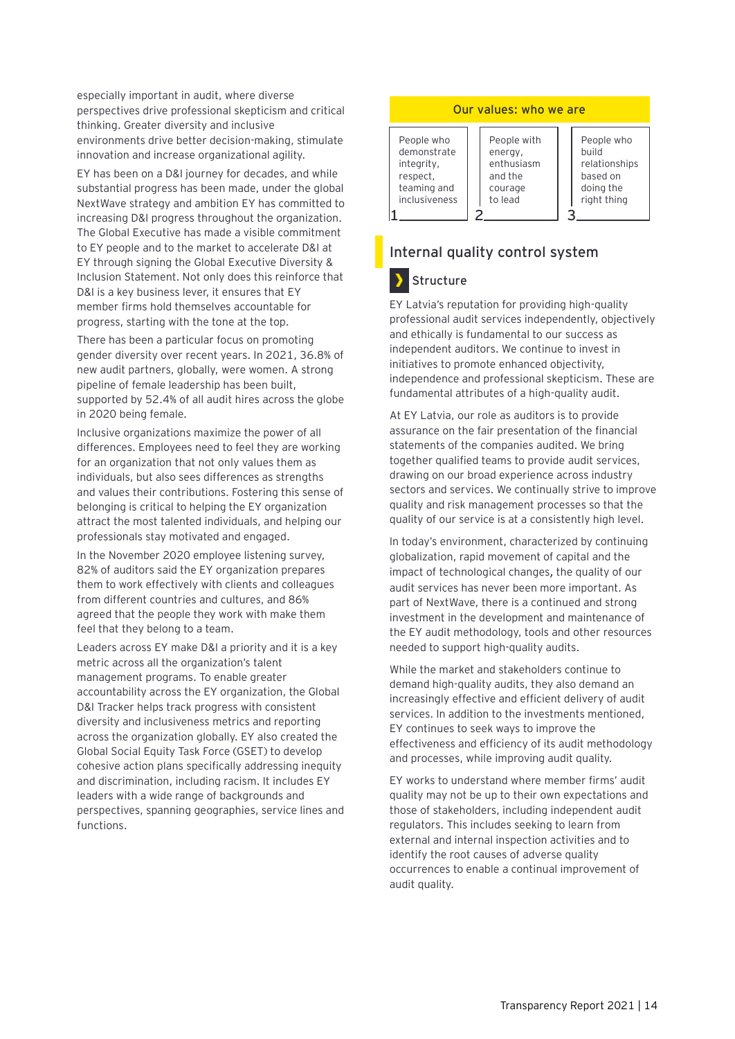especially important in audit, where diverse perspectives drive professional skepticism and critical thinking. Greater diversity and inclusive environments drive better decision-making, stimulate innovation and increase organizational agility.

EY has been on a D&I journey for decades, and while substantial progress has been made, under the global NextWave strategy and ambition EY has committed to increasing D&I progress throughout the organization. The Global Executive has made a visible commitment to EY people and to the market to accelerate D&I at EY through signing the Global Executive Diversity & Inclusion Statement. Not only does this reinforce that D&I is a key business lever, it ensures that EY member firms hold themselves accountable for progress, starting with the tone at the top.

There has been a particular focus on promoting gender diversity over recent years. In 2021, 36.8% of new audit partners, globally, were women. A strong pipeline of female leadership has been built, supported by 52.4% of all audit hires across the globe in 2020 being female.

Inclusive organizations maximize the power of all differences. Employees need to feel they are working for an organization that not only values them as individuals, but also sees differences as strengths and values their contributions. Fostering this sense of belonging is critical to helping the EY organization attract the most talented individuals, and helping our professionals stay motivated and engaged.

In the November 2020 employee listening survey, 82% of auditors said the EY organization prepares them to work effectively with clients and colleagues from different countries and cultures, and 86% agreed that the people they work with make them feel that they belong to a team.

Leaders across EY make D&I a priority and it is a key metric across all the organization's talent management programs. To enable greater accountability across the EY organization, the Global D&I Tracker helps track progress with consistent diversity and inclusiveness metrics and reporting across the organization globally. EY also created the Global Social Equity Task Force (GSET) to develop cohesive action plans specifically addressing inequity and discrimination, including racism. It includes EY leaders with a wide range of backgrounds and perspectives, spanning geographies, service lines and functions.

**Our values: who we are**

1. People who demonstrate integrity, respect, teaming and inclusiveness
2. People with energy, enthusiasm and the courage to lead
3. People who build relationships based on doing the right thing

## Internal quality control system

### Structure

EY Latvia's reputation for providing high-quality professional audit services independently, objectively and ethically is fundamental to our success as independent auditors. We continue to invest in initiatives to promote enhanced objectivity, independence and professional skepticism. These are fundamental attributes of a high-quality audit.

At EY Latvia, our role as auditors is to provide assurance on the fair presentation of the financial statements of the companies audited. We bring together qualified teams to provide audit services, drawing on our broad experience across industry sectors and services. We continually strive to improve quality and risk management processes so that the quality of our service is at a consistently high level.

In today's environment, characterized by continuing globalization, rapid movement of capital and the impact of technological changes, the quality of our audit services has never been more important. As part of NextWave, there is a continued and strong investment in the development and maintenance of the EY audit methodology, tools and other resources needed to support high-quality audits.

While the market and stakeholders continue to demand high-quality audits, they also demand an increasingly effective and efficient delivery of audit services. In addition to the investments mentioned, EY continues to seek ways to improve the effectiveness and efficiency of its audit methodology and processes, while improving audit quality.

EY works to understand where member firms' audit quality may not be up to their own expectations and those of stakeholders, including independent audit regulators. This includes seeking to learn from external and internal inspection activities and to identify the root causes of adverse quality occurrences to enable a continual improvement of audit quality.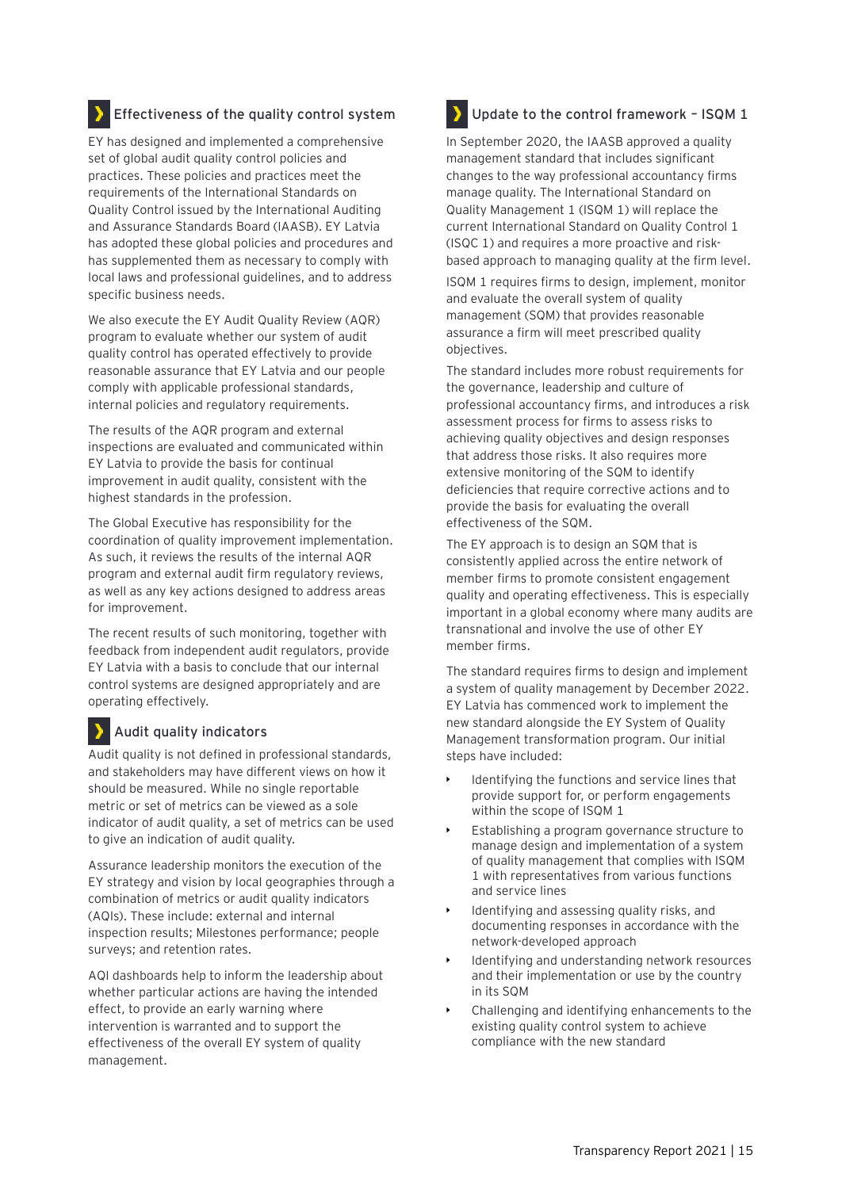## Effectiveness of the quality control system

EY has designed and implemented a comprehensive set of global audit quality control policies and practices. These policies and practices meet the requirements of the International Standards on Quality Control issued by the International Auditing and Assurance Standards Board (IAASB). EY Latvia has adopted these global policies and procedures and has supplemented them as necessary to comply with local laws and professional guidelines, and to address specific business needs.

We also execute the EY Audit Quality Review (AQR) program to evaluate whether our system of audit quality control has operated effectively to provide reasonable assurance that EY Latvia and our people comply with applicable professional standards, internal policies and regulatory requirements.

The results of the AQR program and external inspections are evaluated and communicated within EY Latvia to provide the basis for continual improvement in audit quality, consistent with the highest standards in the profession.

The Global Executive has responsibility for the coordination of quality improvement implementation. As such, it reviews the results of the internal AQR program and external audit firm regulatory reviews, as well as any key actions designed to address areas for improvement.

The recent results of such monitoring, together with feedback from independent audit regulators, provide EY Latvia with a basis to conclude that our internal control systems are designed appropriately and are operating effectively.

## Audit quality indicators

Audit quality is not defined in professional standards, and stakeholders may have different views on how it should be measured. While no single reportable metric or set of metrics can be viewed as a sole indicator of audit quality, a set of metrics can be used to give an indication of audit quality.

Assurance leadership monitors the execution of the EY strategy and vision by local geographies through a combination of metrics or audit quality indicators (AQIs). These include: external and internal inspection results; Milestones performance; people surveys; and retention rates.

AQI dashboards help to inform the leadership about whether particular actions are having the intended effect, to provide an early warning where intervention is warranted and to support the effectiveness of the overall EY system of quality management.

## Update to the control framework – ISQM 1

In September 2020, the IAASB approved a quality management standard that includes significant changes to the way professional accountancy firms manage quality. The International Standard on Quality Management 1 (ISQM 1) will replace the current International Standard on Quality Control 1 (ISQC 1) and requires a more proactive and risk-based approach to managing quality at the firm level.

ISQM 1 requires firms to design, implement, monitor and evaluate the overall system of quality management (SQM) that provides reasonable assurance a firm will meet prescribed quality objectives.

The standard includes more robust requirements for the governance, leadership and culture of professional accountancy firms, and introduces a risk assessment process for firms to assess risks to achieving quality objectives and design responses that address those risks. It also requires more extensive monitoring of the SQM to identify deficiencies that require corrective actions and to provide the basis for evaluating the overall effectiveness of the SQM.

The EY approach is to design an SQM that is consistently applied across the entire network of member firms to promote consistent engagement quality and operating effectiveness. This is especially important in a global economy where many audits are transnational and involve the use of other EY member firms.

The standard requires firms to design and implement a system of quality management by December 2022. EY Latvia has commenced work to implement the new standard alongside the EY System of Quality Management transformation program. Our initial steps have included:

- Identifying the functions and service lines that provide support for, or perform engagements within the scope of ISQM 1
- Establishing a program governance structure to manage design and implementation of a system of quality management that complies with ISQM 1 with representatives from various functions and service lines
- Identifying and assessing quality risks, and documenting responses in accordance with the network-developed approach
- Identifying and understanding network resources and their implementation or use by the country in its SQM
- Challenging and identifying enhancements to the existing quality control system to achieve compliance with the new standard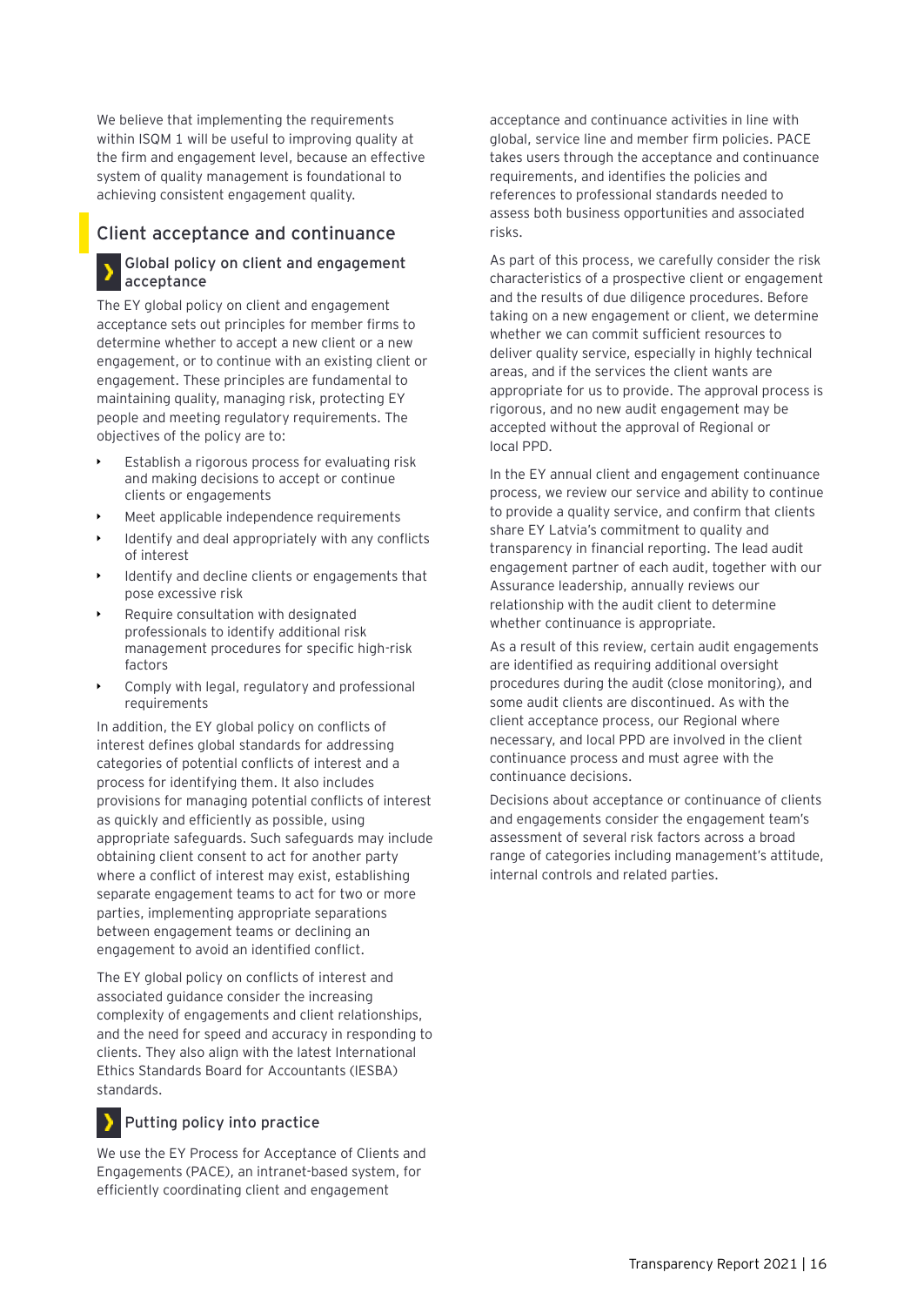We believe that implementing the requirements within ISQM 1 will be useful to improving quality at the firm and engagement level, because an effective system of quality management is foundational to achieving consistent engagement quality.

## Client acceptance and continuance

### Global policy on client and engagement acceptance

The EY global policy on client and engagement acceptance sets out principles for member firms to determine whether to accept a new client or a new engagement, or to continue with an existing client or engagement. These principles are fundamental to maintaining quality, managing risk, protecting EY people and meeting regulatory requirements. The objectives of the policy are to:

- Establish a rigorous process for evaluating risk and making decisions to accept or continue clients or engagements
- Meet applicable independence requirements
- Identify and deal appropriately with any conflicts of interest
- Identify and decline clients or engagements that pose excessive risk
- Require consultation with designated professionals to identify additional risk management procedures for specific high-risk factors
- Comply with legal, regulatory and professional requirements

In addition, the EY global policy on conflicts of interest defines global standards for addressing categories of potential conflicts of interest and a process for identifying them. It also includes provisions for managing potential conflicts of interest as quickly and efficiently as possible, using appropriate safeguards. Such safeguards may include obtaining client consent to act for another party where a conflict of interest may exist, establishing separate engagement teams to act for two or more parties, implementing appropriate separations between engagement teams or declining an engagement to avoid an identified conflict.

The EY global policy on conflicts of interest and associated guidance consider the increasing complexity of engagements and client relationships, and the need for speed and accuracy in responding to clients. They also align with the latest International Ethics Standards Board for Accountants (IESBA) standards.

### Putting policy into practice

We use the EY Process for Acceptance of Clients and Engagements (PACE), an intranet-based system, for efficiently coordinating client and engagement acceptance and continuance activities in line with global, service line and member firm policies. PACE takes users through the acceptance and continuance requirements, and identifies the policies and references to professional standards needed to assess both business opportunities and associated risks.

As part of this process, we carefully consider the risk characteristics of a prospective client or engagement and the results of due diligence procedures. Before taking on a new engagement or client, we determine whether we can commit sufficient resources to deliver quality service, especially in highly technical areas, and if the services the client wants are appropriate for us to provide. The approval process is rigorous, and no new audit engagement may be accepted without the approval of Regional or local PPD.

In the EY annual client and engagement continuance process, we review our service and ability to continue to provide a quality service, and confirm that clients share EY Latvia's commitment to quality and transparency in financial reporting. The lead audit engagement partner of each audit, together with our Assurance leadership, annually reviews our relationship with the audit client to determine whether continuance is appropriate.

As a result of this review, certain audit engagements are identified as requiring additional oversight procedures during the audit (close monitoring), and some audit clients are discontinued. As with the client acceptance process, our Regional where necessary, and local PPD are involved in the client continuance process and must agree with the continuance decisions.

Decisions about acceptance or continuance of clients and engagements consider the engagement team's assessment of several risk factors across a broad range of categories including management's attitude, internal controls and related parties.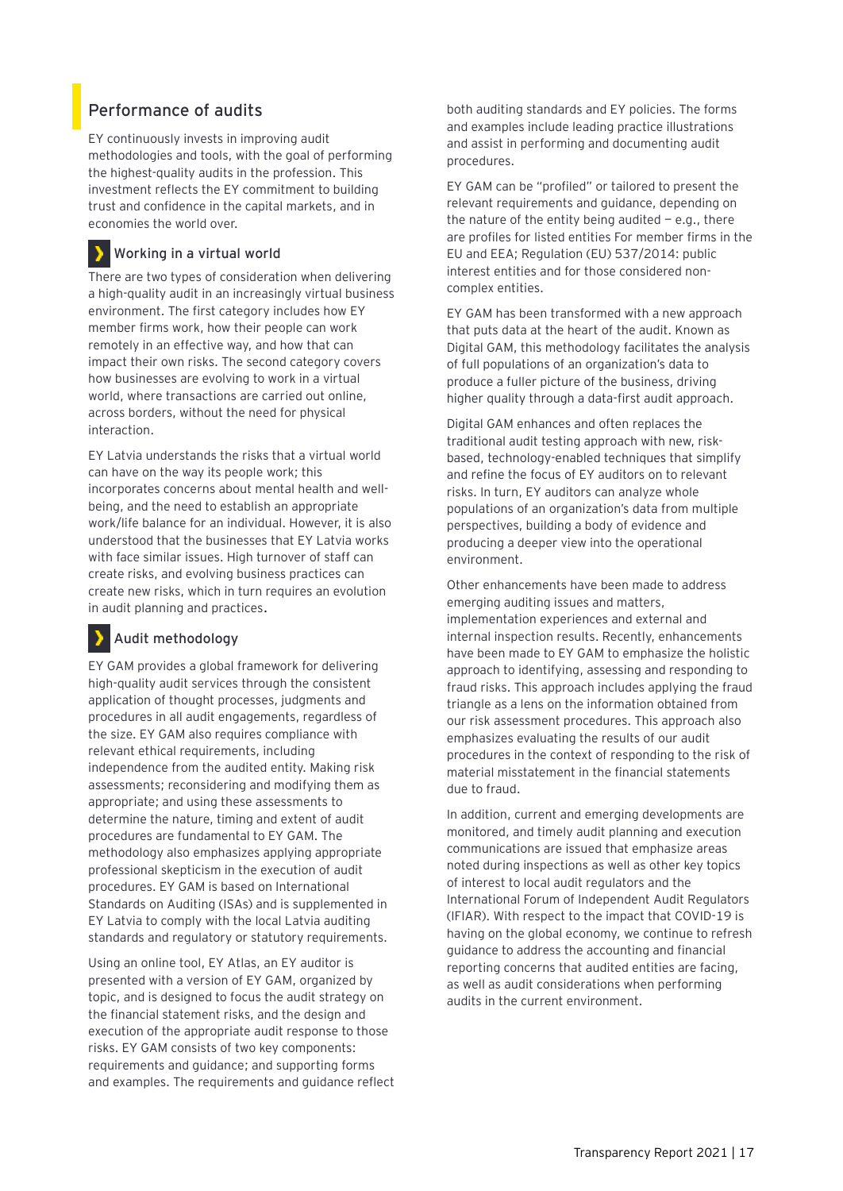## Performance of audits

EY continuously invests in improving audit methodologies and tools, with the goal of performing the highest-quality audits in the profession. This investment reflects the EY commitment to building trust and confidence in the capital markets, and in economies the world over.

### Working in a virtual world

There are two types of consideration when delivering a high-quality audit in an increasingly virtual business environment. The first category includes how EY member firms work, how their people can work remotely in an effective way, and how that can impact their own risks. The second category covers how businesses are evolving to work in a virtual world, where transactions are carried out online, across borders, without the need for physical interaction.

EY Latvia understands the risks that a virtual world can have on the way its people work; this incorporates concerns about mental health and well-being, and the need to establish an appropriate work/life balance for an individual. However, it is also understood that the businesses that EY Latvia works with face similar issues. High turnover of staff can create risks, and evolving business practices can create new risks, which in turn requires an evolution in audit planning and practices.

### Audit methodology

EY GAM provides a global framework for delivering high-quality audit services through the consistent application of thought processes, judgments and procedures in all audit engagements, regardless of the size. EY GAM also requires compliance with relevant ethical requirements, including independence from the audited entity. Making risk assessments; reconsidering and modifying them as appropriate; and using these assessments to determine the nature, timing and extent of audit procedures are fundamental to EY GAM. The methodology also emphasizes applying appropriate professional skepticism in the execution of audit procedures. EY GAM is based on International Standards on Auditing (ISAs) and is supplemented in EY Latvia to comply with the local Latvia auditing standards and regulatory or statutory requirements.

Using an online tool, EY Atlas, an EY auditor is presented with a version of EY GAM, organized by topic, and is designed to focus the audit strategy on the financial statement risks, and the design and execution of the appropriate audit response to those risks. EY GAM consists of two key components: requirements and guidance; and supporting forms and examples. The requirements and guidance reflect both auditing standards and EY policies. The forms and examples include leading practice illustrations and assist in performing and documenting audit procedures.

EY GAM can be "profiled" or tailored to present the relevant requirements and guidance, depending on the nature of the entity being audited — e.g., there are profiles for listed entities For member firms in the EU and EEA; Regulation (EU) 537/2014: public interest entities and for those considered non-complex entities.

EY GAM has been transformed with a new approach that puts data at the heart of the audit. Known as Digital GAM, this methodology facilitates the analysis of full populations of an organization's data to produce a fuller picture of the business, driving higher quality through a data-first audit approach.

Digital GAM enhances and often replaces the traditional audit testing approach with new, risk-based, technology-enabled techniques that simplify and refine the focus of EY auditors on to relevant risks. In turn, EY auditors can analyze whole populations of an organization's data from multiple perspectives, building a body of evidence and producing a deeper view into the operational environment.

Other enhancements have been made to address emerging auditing issues and matters, implementation experiences and external and internal inspection results. Recently, enhancements have been made to EY GAM to emphasize the holistic approach to identifying, assessing and responding to fraud risks. This approach includes applying the fraud triangle as a lens on the information obtained from our risk assessment procedures. This approach also emphasizes evaluating the results of our audit procedures in the context of responding to the risk of material misstatement in the financial statements due to fraud.

In addition, current and emerging developments are monitored, and timely audit planning and execution communications are issued that emphasize areas noted during inspections as well as other key topics of interest to local audit regulators and the International Forum of Independent Audit Regulators (IFIAR). With respect to the impact that COVID-19 is having on the global economy, we continue to refresh guidance to address the accounting and financial reporting concerns that audited entities are facing, as well as audit considerations when performing audits in the current environment.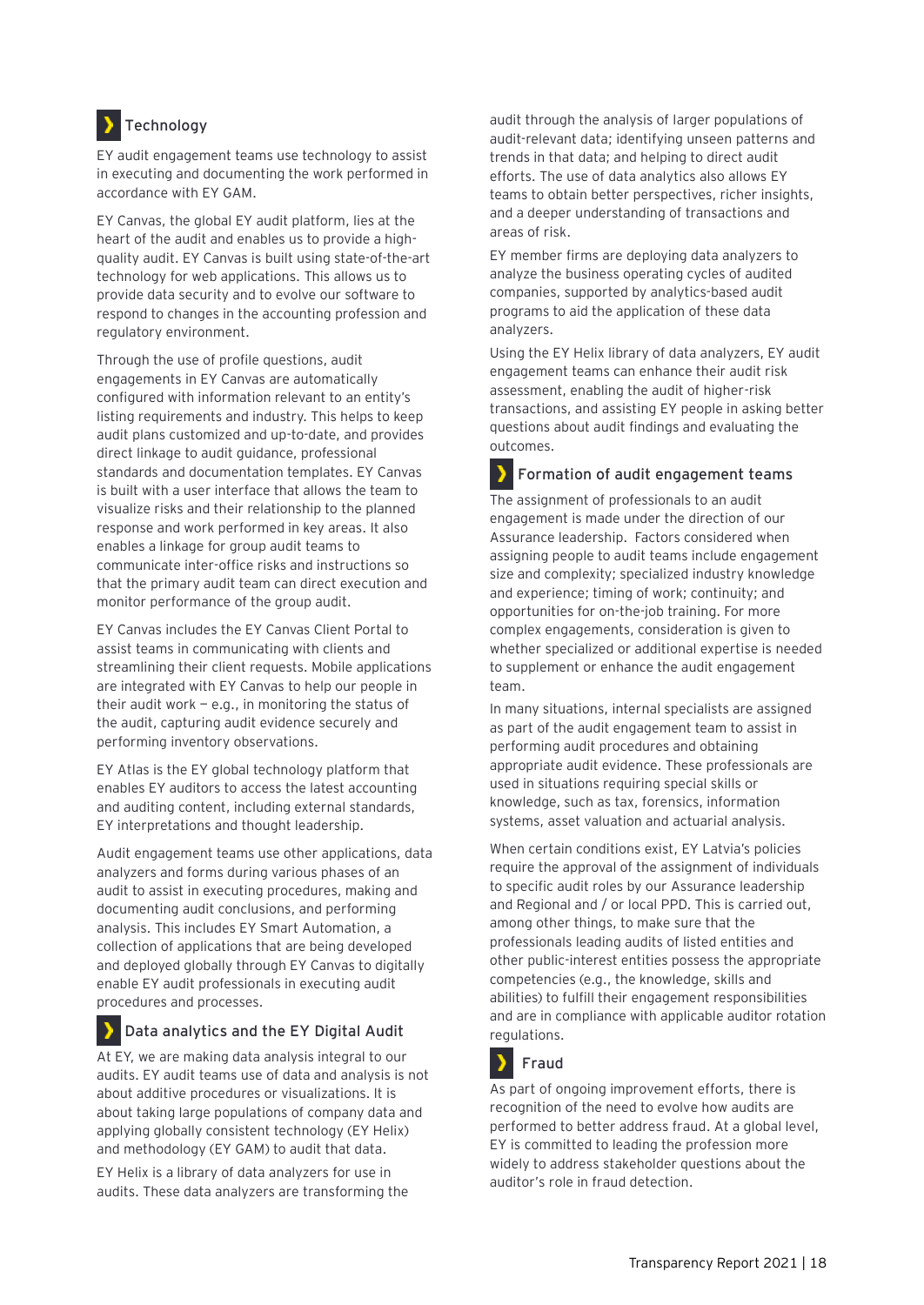## Technology

EY audit engagement teams use technology to assist in executing and documenting the work performed in accordance with EY GAM.

EY Canvas, the global EY audit platform, lies at the heart of the audit and enables us to provide a high-quality audit. EY Canvas is built using state-of-the-art technology for web applications. This allows us to provide data security and to evolve our software to respond to changes in the accounting profession and regulatory environment.

Through the use of profile questions, audit engagements in EY Canvas are automatically configured with information relevant to an entity's listing requirements and industry. This helps to keep audit plans customized and up-to-date, and provides direct linkage to audit guidance, professional standards and documentation templates. EY Canvas is built with a user interface that allows the team to visualize risks and their relationship to the planned response and work performed in key areas. It also enables a linkage for group audit teams to communicate inter-office risks and instructions so that the primary audit team can direct execution and monitor performance of the group audit.

EY Canvas includes the EY Canvas Client Portal to assist teams in communicating with clients and streamlining their client requests. Mobile applications are integrated with EY Canvas to help our people in their audit work — e.g., in monitoring the status of the audit, capturing audit evidence securely and performing inventory observations.

EY Atlas is the EY global technology platform that enables EY auditors to access the latest accounting and auditing content, including external standards, EY interpretations and thought leadership.

Audit engagement teams use other applications, data analyzers and forms during various phases of an audit to assist in executing procedures, making and documenting audit conclusions, and performing analysis. This includes EY Smart Automation, a collection of applications that are being developed and deployed globally through EY Canvas to digitally enable EY audit professionals in executing audit procedures and processes.

## Data analytics and the EY Digital Audit

At EY, we are making data analysis integral to our audits. EY audit teams use of data and analysis is not about additive procedures or visualizations. It is about taking large populations of company data and applying globally consistent technology (EY Helix) and methodology (EY GAM) to audit that data.

EY Helix is a library of data analyzers for use in audits. These data analyzers are transforming the audit through the analysis of larger populations of audit-relevant data; identifying unseen patterns and trends in that data; and helping to direct audit efforts. The use of data analytics also allows EY teams to obtain better perspectives, richer insights, and a deeper understanding of transactions and areas of risk.

EY member firms are deploying data analyzers to analyze the business operating cycles of audited companies, supported by analytics-based audit programs to aid the application of these data analyzers.

Using the EY Helix library of data analyzers, EY audit engagement teams can enhance their audit risk assessment, enabling the audit of higher-risk transactions, and assisting EY people in asking better questions about audit findings and evaluating the outcomes.

## Formation of audit engagement teams

The assignment of professionals to an audit engagement is made under the direction of our Assurance leadership. Factors considered when assigning people to audit teams include engagement size and complexity; specialized industry knowledge and experience; timing of work; continuity; and opportunities for on-the-job training. For more complex engagements, consideration is given to whether specialized or additional expertise is needed to supplement or enhance the audit engagement team.

In many situations, internal specialists are assigned as part of the audit engagement team to assist in performing audit procedures and obtaining appropriate audit evidence. These professionals are used in situations requiring special skills or knowledge, such as tax, forensics, information systems, asset valuation and actuarial analysis.

When certain conditions exist, EY Latvia's policies require the approval of the assignment of individuals to specific audit roles by our Assurance leadership and Regional and / or local PPD. This is carried out, among other things, to make sure that the professionals leading audits of listed entities and other public-interest entities possess the appropriate competencies (e.g., the knowledge, skills and abilities) to fulfill their engagement responsibilities and are in compliance with applicable auditor rotation regulations.

## Fraud

As part of ongoing improvement efforts, there is recognition of the need to evolve how audits are performed to better address fraud. At a global level, EY is committed to leading the profession more widely to address stakeholder questions about the auditor's role in fraud detection.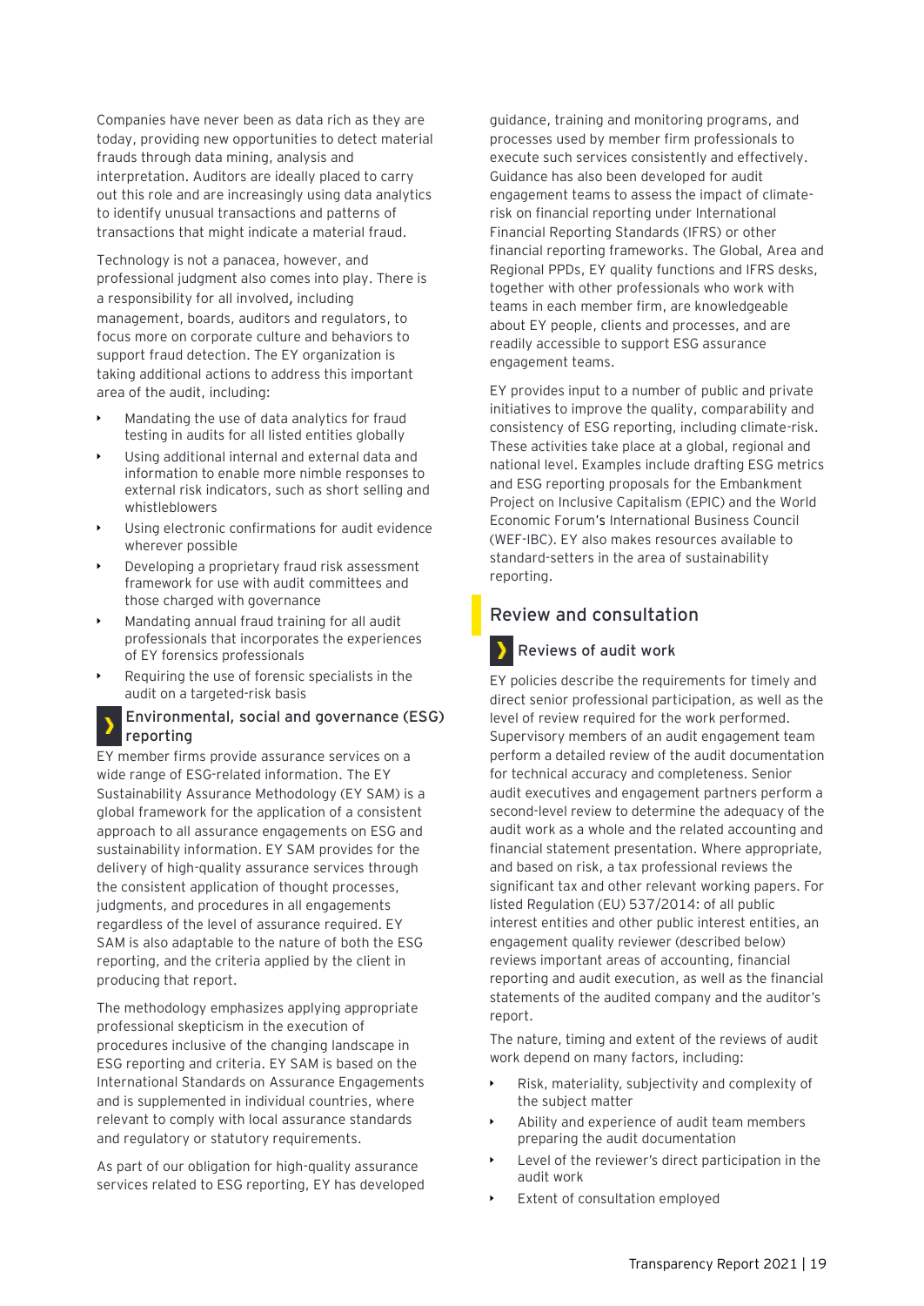Companies have never been as data rich as they are today, providing new opportunities to detect material frauds through data mining, analysis and interpretation. Auditors are ideally placed to carry out this role and are increasingly using data analytics to identify unusual transactions and patterns of transactions that might indicate a material fraud.

Technology is not a panacea, however, and professional judgment also comes into play. There is a responsibility for all involved, including management, boards, auditors and regulators, to focus more on corporate culture and behaviors to support fraud detection. The EY organization is taking additional actions to address this important area of the audit, including:

- Mandating the use of data analytics for fraud testing in audits for all listed entities globally
- Using additional internal and external data and information to enable more nimble responses to external risk indicators, such as short selling and whistleblowers
- Using electronic confirmations for audit evidence wherever possible
- Developing a proprietary fraud risk assessment framework for use with audit committees and those charged with governance
- Mandating annual fraud training for all audit professionals that incorporates the experiences of EY forensics professionals
- Requiring the use of forensic specialists in the audit on a targeted-risk basis

### Environmental, social and governance (ESG) reporting

EY member firms provide assurance services on a wide range of ESG-related information. The EY Sustainability Assurance Methodology (EY SAM) is a global framework for the application of a consistent approach to all assurance engagements on ESG and sustainability information. EY SAM provides for the delivery of high-quality assurance services through the consistent application of thought processes, judgments, and procedures in all engagements regardless of the level of assurance required. EY SAM is also adaptable to the nature of both the ESG reporting, and the criteria applied by the client in producing that report.

The methodology emphasizes applying appropriate professional skepticism in the execution of procedures inclusive of the changing landscape in ESG reporting and criteria. EY SAM is based on the International Standards on Assurance Engagements and is supplemented in individual countries, where relevant to comply with local assurance standards and regulatory or statutory requirements.

As part of our obligation for high-quality assurance services related to ESG reporting, EY has developed guidance, training and monitoring programs, and processes used by member firm professionals to execute such services consistently and effectively. Guidance has also been developed for audit engagement teams to assess the impact of climate-risk on financial reporting under International Financial Reporting Standards (IFRS) or other financial reporting frameworks. The Global, Area and Regional PPDs, EY quality functions and IFRS desks, together with other professionals who work with teams in each member firm, are knowledgeable about EY people, clients and processes, and are readily accessible to support ESG assurance engagement teams.

EY provides input to a number of public and private initiatives to improve the quality, comparability and consistency of ESG reporting, including climate-risk. These activities take place at a global, regional and national level. Examples include drafting ESG metrics and ESG reporting proposals for the Embankment Project on Inclusive Capitalism (EPIC) and the World Economic Forum's International Business Council (WEF-IBC). EY also makes resources available to standard-setters in the area of sustainability reporting.

## Review and consultation

### Reviews of audit work

EY policies describe the requirements for timely and direct senior professional participation, as well as the level of review required for the work performed. Supervisory members of an audit engagement team perform a detailed review of the audit documentation for technical accuracy and completeness. Senior audit executives and engagement partners perform a second-level review to determine the adequacy of the audit work as a whole and the related accounting and financial statement presentation. Where appropriate, and based on risk, a tax professional reviews the significant tax and other relevant working papers. For listed Regulation (EU) 537/2014: of all public interest entities and other public interest entities, an engagement quality reviewer (described below) reviews important areas of accounting, financial reporting and audit execution, as well as the financial statements of the audited company and the auditor's report.

The nature, timing and extent of the reviews of audit work depend on many factors, including:

- Risk, materiality, subjectivity and complexity of the subject matter
- Ability and experience of audit team members preparing the audit documentation
- Level of the reviewer's direct participation in the audit work
- Extent of consultation employed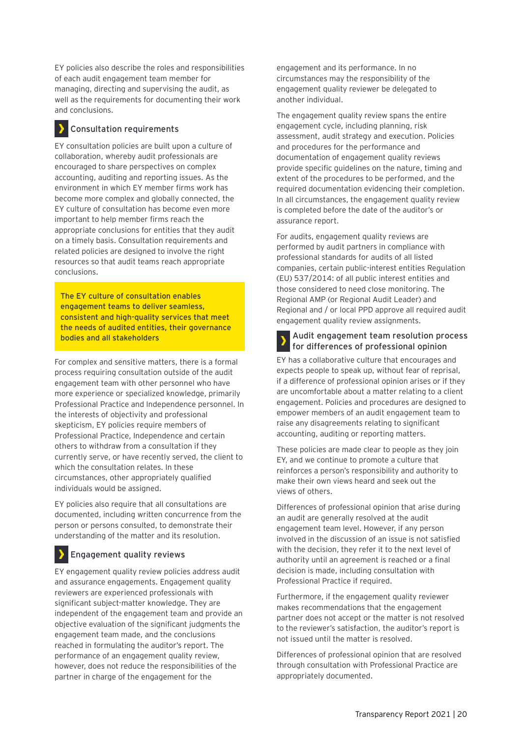EY policies also describe the roles and responsibilities of each audit engagement team member for managing, directing and supervising the audit, as well as the requirements for documenting their work and conclusions.

### Consultation requirements

EY consultation policies are built upon a culture of collaboration, whereby audit professionals are encouraged to share perspectives on complex accounting, auditing and reporting issues. As the environment in which EY member firms work has become more complex and globally connected, the EY culture of consultation has become even more important to help member firms reach the appropriate conclusions for entities that they audit on a timely basis. Consultation requirements and related policies are designed to involve the right resources so that audit teams reach appropriate conclusions.

**The EY culture of consultation enables engagement teams to deliver seamless, consistent and high-quality services that meet the needs of audited entities, their governance bodies and all stakeholders**

For complex and sensitive matters, there is a formal process requiring consultation outside of the audit engagement team with other personnel who have more experience or specialized knowledge, primarily Professional Practice and Independence personnel. In the interests of objectivity and professional skepticism, EY policies require members of Professional Practice, Independence and certain others to withdraw from a consultation if they currently serve, or have recently served, the client to which the consultation relates. In these circumstances, other appropriately qualified individuals would be assigned.

EY policies also require that all consultations are documented, including written concurrence from the person or persons consulted, to demonstrate their understanding of the matter and its resolution.

### Engagement quality reviews

EY engagement quality review policies address audit and assurance engagements. Engagement quality reviewers are experienced professionals with significant subject-matter knowledge. They are independent of the engagement team and provide an objective evaluation of the significant judgments the engagement team made, and the conclusions reached in formulating the auditor's report. The performance of an engagement quality review, however, does not reduce the responsibilities of the partner in charge of the engagement for the engagement and its performance. In no circumstances may the responsibility of the engagement quality reviewer be delegated to another individual.

The engagement quality review spans the entire engagement cycle, including planning, risk assessment, audit strategy and execution. Policies and procedures for the performance and documentation of engagement quality reviews provide specific guidelines on the nature, timing and extent of the procedures to be performed, and the required documentation evidencing their completion. In all circumstances, the engagement quality review is completed before the date of the auditor's or assurance report.

For audits, engagement quality reviews are performed by audit partners in compliance with professional standards for audits of all listed companies, certain public-interest entities Regulation (EU) 537/2014: of all public interest entities and those considered to need close monitoring. The Regional AMP (or Regional Audit Leader) and Regional and / or local PPD approve all required audit engagement quality review assignments.

### Audit engagement team resolution process for differences of professional opinion

EY has a collaborative culture that encourages and expects people to speak up, without fear of reprisal, if a difference of professional opinion arises or if they are uncomfortable about a matter relating to a client engagement. Policies and procedures are designed to empower members of an audit engagement team to raise any disagreements relating to significant accounting, auditing or reporting matters.

These policies are made clear to people as they join EY, and we continue to promote a culture that reinforces a person's responsibility and authority to make their own views heard and seek out the views of others.

Differences of professional opinion that arise during an audit are generally resolved at the audit engagement team level. However, if any person involved in the discussion of an issue is not satisfied with the decision, they refer it to the next level of authority until an agreement is reached or a final decision is made, including consultation with Professional Practice if required.

Furthermore, if the engagement quality reviewer makes recommendations that the engagement partner does not accept or the matter is not resolved to the reviewer's satisfaction, the auditor's report is not issued until the matter is resolved.

Differences of professional opinion that are resolved through consultation with Professional Practice are appropriately documented.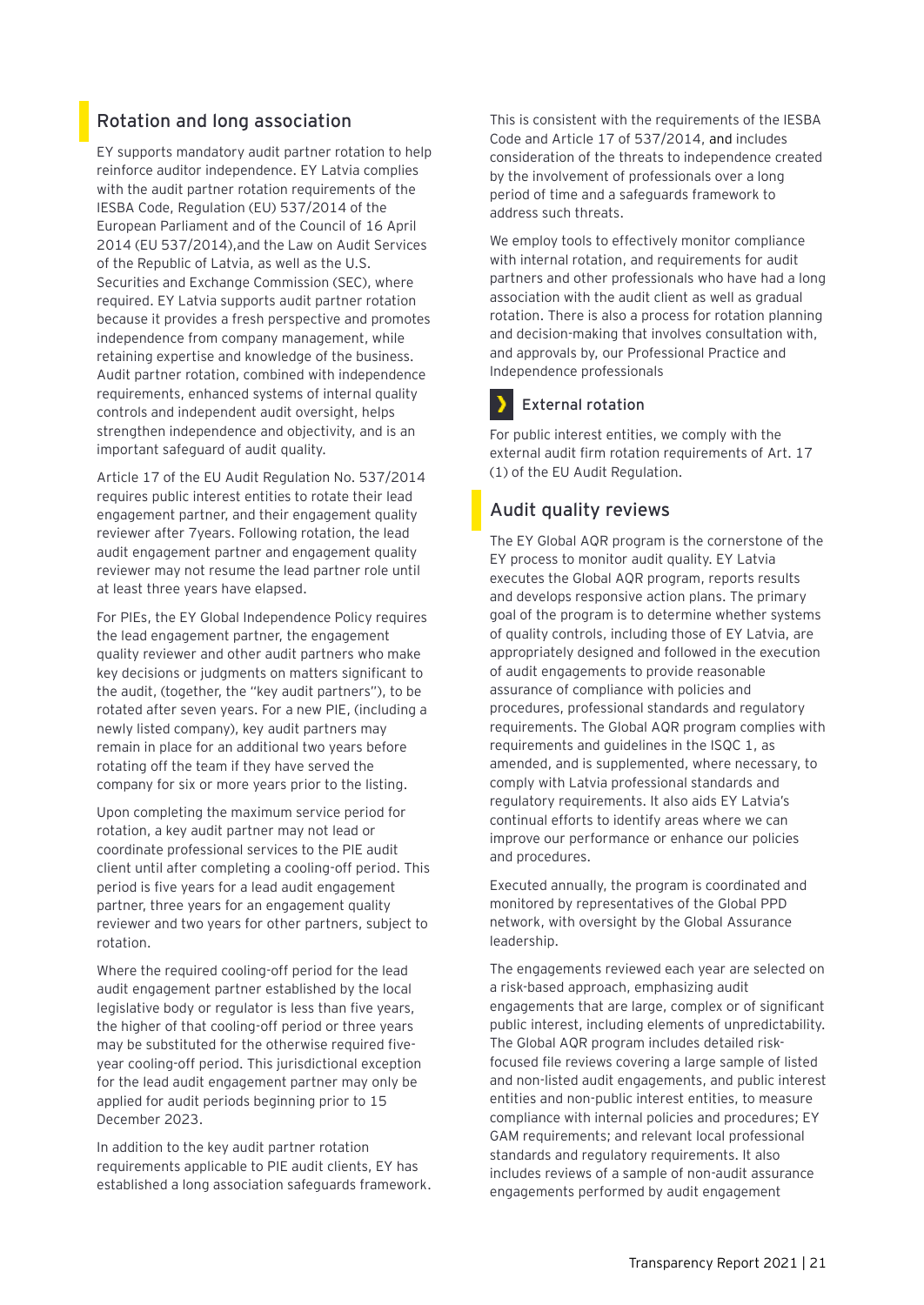## Rotation and long association

EY supports mandatory audit partner rotation to help reinforce auditor independence. EY Latvia complies with the audit partner rotation requirements of the IESBA Code, Regulation (EU) 537/2014 of the European Parliament and of the Council of 16 April 2014 (EU 537/2014),and the Law on Audit Services of the Republic of Latvia, as well as the U.S. Securities and Exchange Commission (SEC), where required. EY Latvia supports audit partner rotation because it provides a fresh perspective and promotes independence from company management, while retaining expertise and knowledge of the business. Audit partner rotation, combined with independence requirements, enhanced systems of internal quality controls and independent audit oversight, helps strengthen independence and objectivity, and is an important safeguard of audit quality.

Article 17 of the EU Audit Regulation No. 537/2014 requires public interest entities to rotate their lead engagement partner, and their engagement quality reviewer after 7years. Following rotation, the lead audit engagement partner and engagement quality reviewer may not resume the lead partner role until at least three years have elapsed.

For PIEs, the EY Global Independence Policy requires the lead engagement partner, the engagement quality reviewer and other audit partners who make key decisions or judgments on matters significant to the audit, (together, the "key audit partners"), to be rotated after seven years. For a new PIE, (including a newly listed company), key audit partners may remain in place for an additional two years before rotating off the team if they have served the company for six or more years prior to the listing.

Upon completing the maximum service period for rotation, a key audit partner may not lead or coordinate professional services to the PIE audit client until after completing a cooling-off period. This period is five years for a lead audit engagement partner, three years for an engagement quality reviewer and two years for other partners, subject to rotation.

Where the required cooling-off period for the lead audit engagement partner established by the local legislative body or regulator is less than five years, the higher of that cooling-off period or three years may be substituted for the otherwise required five-year cooling-off period. This jurisdictional exception for the lead audit engagement partner may only be applied for audit periods beginning prior to 15 December 2023.

In addition to the key audit partner rotation requirements applicable to PIE audit clients, EY has established a long association safeguards framework. This is consistent with the requirements of the IESBA Code and Article 17 of 537/2014, and includes consideration of the threats to independence created by the involvement of professionals over a long period of time and a safeguards framework to address such threats.

We employ tools to effectively monitor compliance with internal rotation, and requirements for audit partners and other professionals who have had a long association with the audit client as well as gradual rotation. There is also a process for rotation planning and decision-making that involves consultation with, and approvals by, our Professional Practice and Independence professionals

### External rotation

For public interest entities, we comply with the external audit firm rotation requirements of Art. 17 (1) of the EU Audit Regulation.

## Audit quality reviews

The EY Global AQR program is the cornerstone of the EY process to monitor audit quality. EY Latvia executes the Global AQR program, reports results and develops responsive action plans. The primary goal of the program is to determine whether systems of quality controls, including those of EY Latvia, are appropriately designed and followed in the execution of audit engagements to provide reasonable assurance of compliance with policies and procedures, professional standards and regulatory requirements. The Global AQR program complies with requirements and guidelines in the ISQC 1, as amended, and is supplemented, where necessary, to comply with Latvia professional standards and regulatory requirements. It also aids EY Latvia's continual efforts to identify areas where we can improve our performance or enhance our policies and procedures.

Executed annually, the program is coordinated and monitored by representatives of the Global PPD network, with oversight by the Global Assurance leadership.

The engagements reviewed each year are selected on a risk-based approach, emphasizing audit engagements that are large, complex or of significant public interest, including elements of unpredictability. The Global AQR program includes detailed risk-focused file reviews covering a large sample of listed and non-listed audit engagements, and public interest entities and non-public interest entities, to measure compliance with internal policies and procedures; EY GAM requirements; and relevant local professional standards and regulatory requirements. It also includes reviews of a sample of non-audit assurance engagements performed by audit engagement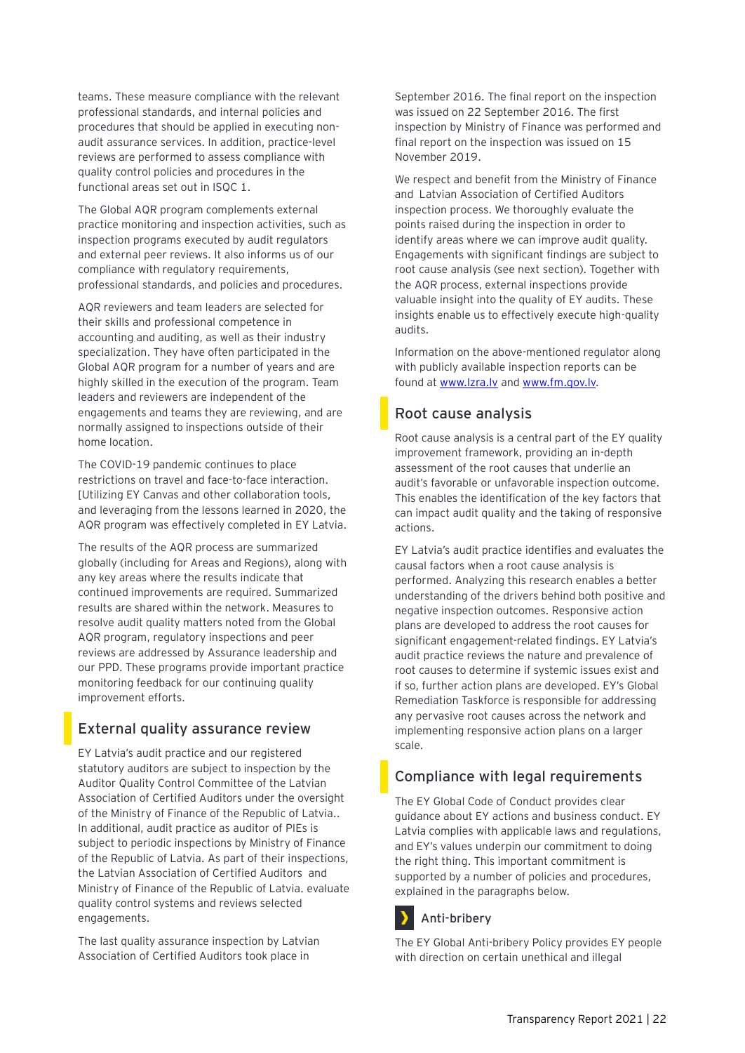teams. These measure compliance with the relevant professional standards, and internal policies and procedures that should be applied in executing non-audit assurance services. In addition, practice-level reviews are performed to assess compliance with quality control policies and procedures in the functional areas set out in ISQC 1.

The Global AQR program complements external practice monitoring and inspection activities, such as inspection programs executed by audit regulators and external peer reviews. It also informs us of our compliance with regulatory requirements, professional standards, and policies and procedures.

AQR reviewers and team leaders are selected for their skills and professional competence in accounting and auditing, as well as their industry specialization. They have often participated in the Global AQR program for a number of years and are highly skilled in the execution of the program. Team leaders and reviewers are independent of the engagements and teams they are reviewing, and are normally assigned to inspections outside of their home location.

The COVID-19 pandemic continues to place restrictions on travel and face-to-face interaction. [Utilizing EY Canvas and other collaboration tools, and leveraging from the lessons learned in 2020, the AQR program was effectively completed in EY Latvia.

The results of the AQR process are summarized globally (including for Areas and Regions), along with any key areas where the results indicate that continued improvements are required. Summarized results are shared within the network. Measures to resolve audit quality matters noted from the Global AQR program, regulatory inspections and peer reviews are addressed by Assurance leadership and our PPD. These programs provide important practice monitoring feedback for our continuing quality improvement efforts.

## External quality assurance review

EY Latvia's audit practice and our registered statutory auditors are subject to inspection by the Auditor Quality Control Committee of the Latvian Association of Certified Auditors under the oversight of the Ministry of Finance of the Republic of Latvia.. In additional, audit practice as auditor of PIEs is subject to periodic inspections by Ministry of Finance of the Republic of Latvia. As part of their inspections, the Latvian Association of Certified Auditors and Ministry of Finance of the Republic of Latvia. evaluate quality control systems and reviews selected engagements.

The last quality assurance inspection by Latvian Association of Certified Auditors took place in September 2016. The final report on the inspection was issued on 22 September 2016. The first inspection by Ministry of Finance was performed and final report on the inspection was issued on 15 November 2019.

We respect and benefit from the Ministry of Finance and Latvian Association of Certified Auditors inspection process. We thoroughly evaluate the points raised during the inspection in order to identify areas where we can improve audit quality. Engagements with significant findings are subject to root cause analysis (see next section). Together with the AQR process, external inspections provide valuable insight into the quality of EY audits. These insights enable us to effectively execute high-quality audits.

Information on the above-mentioned regulator along with publicly available inspection reports can be found at www.lzra.lv and www.fm.gov.lv.

## Root cause analysis

Root cause analysis is a central part of the EY quality improvement framework, providing an in-depth assessment of the root causes that underlie an audit's favorable or unfavorable inspection outcome. This enables the identification of the key factors that can impact audit quality and the taking of responsive actions.

EY Latvia's audit practice identifies and evaluates the causal factors when a root cause analysis is performed. Analyzing this research enables a better understanding of the drivers behind both positive and negative inspection outcomes. Responsive action plans are developed to address the root causes for significant engagement-related findings. EY Latvia's audit practice reviews the nature and prevalence of root causes to determine if systemic issues exist and if so, further action plans are developed. EY's Global Remediation Taskforce is responsible for addressing any pervasive root causes across the network and implementing responsive action plans on a larger scale.

## Compliance with legal requirements

The EY Global Code of Conduct provides clear guidance about EY actions and business conduct. EY Latvia complies with applicable laws and regulations, and EY's values underpin our commitment to doing the right thing. This important commitment is supported by a number of policies and procedures, explained in the paragraphs below.

### Anti-bribery

The EY Global Anti-bribery Policy provides EY people with direction on certain unethical and illegal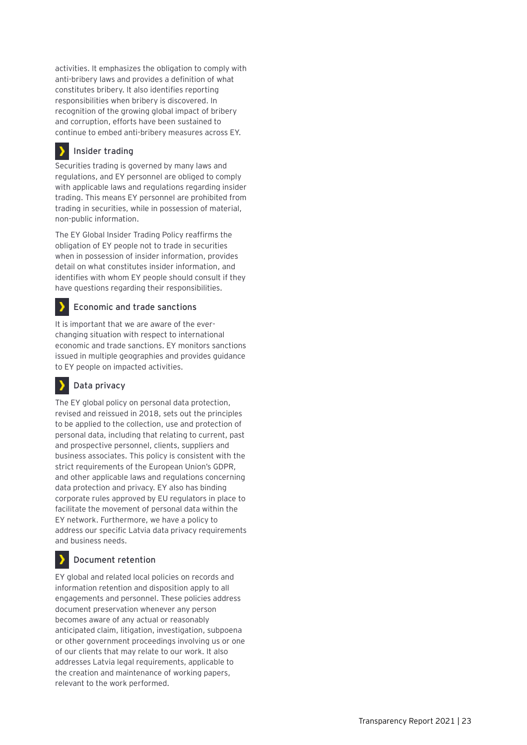activities. It emphasizes the obligation to comply with anti-bribery laws and provides a definition of what constitutes bribery. It also identifies reporting responsibilities when bribery is discovered. In recognition of the growing global impact of bribery and corruption, efforts have been sustained to continue to embed anti-bribery measures across EY.

### Insider trading

Securities trading is governed by many laws and regulations, and EY personnel are obliged to comply with applicable laws and regulations regarding insider trading. This means EY personnel are prohibited from trading in securities, while in possession of material, non-public information.

The EY Global Insider Trading Policy reaffirms the obligation of EY people not to trade in securities when in possession of insider information, provides detail on what constitutes insider information, and identifies with whom EY people should consult if they have questions regarding their responsibilities.

### Economic and trade sanctions

It is important that we are aware of the ever-changing situation with respect to international economic and trade sanctions. EY monitors sanctions issued in multiple geographies and provides guidance to EY people on impacted activities.

### Data privacy

The EY global policy on personal data protection, revised and reissued in 2018, sets out the principles to be applied to the collection, use and protection of personal data, including that relating to current, past and prospective personnel, clients, suppliers and business associates. This policy is consistent with the strict requirements of the European Union's GDPR, and other applicable laws and regulations concerning data protection and privacy. EY also has binding corporate rules approved by EU regulators in place to facilitate the movement of personal data within the EY network. Furthermore, we have a policy to address our specific Latvia data privacy requirements and business needs.

### Document retention

EY global and related local policies on records and information retention and disposition apply to all engagements and personnel. These policies address document preservation whenever any person becomes aware of any actual or reasonably anticipated claim, litigation, investigation, subpoena or other government proceedings involving us or one of our clients that may relate to our work. It also addresses Latvia legal requirements, applicable to the creation and maintenance of working papers, relevant to the work performed.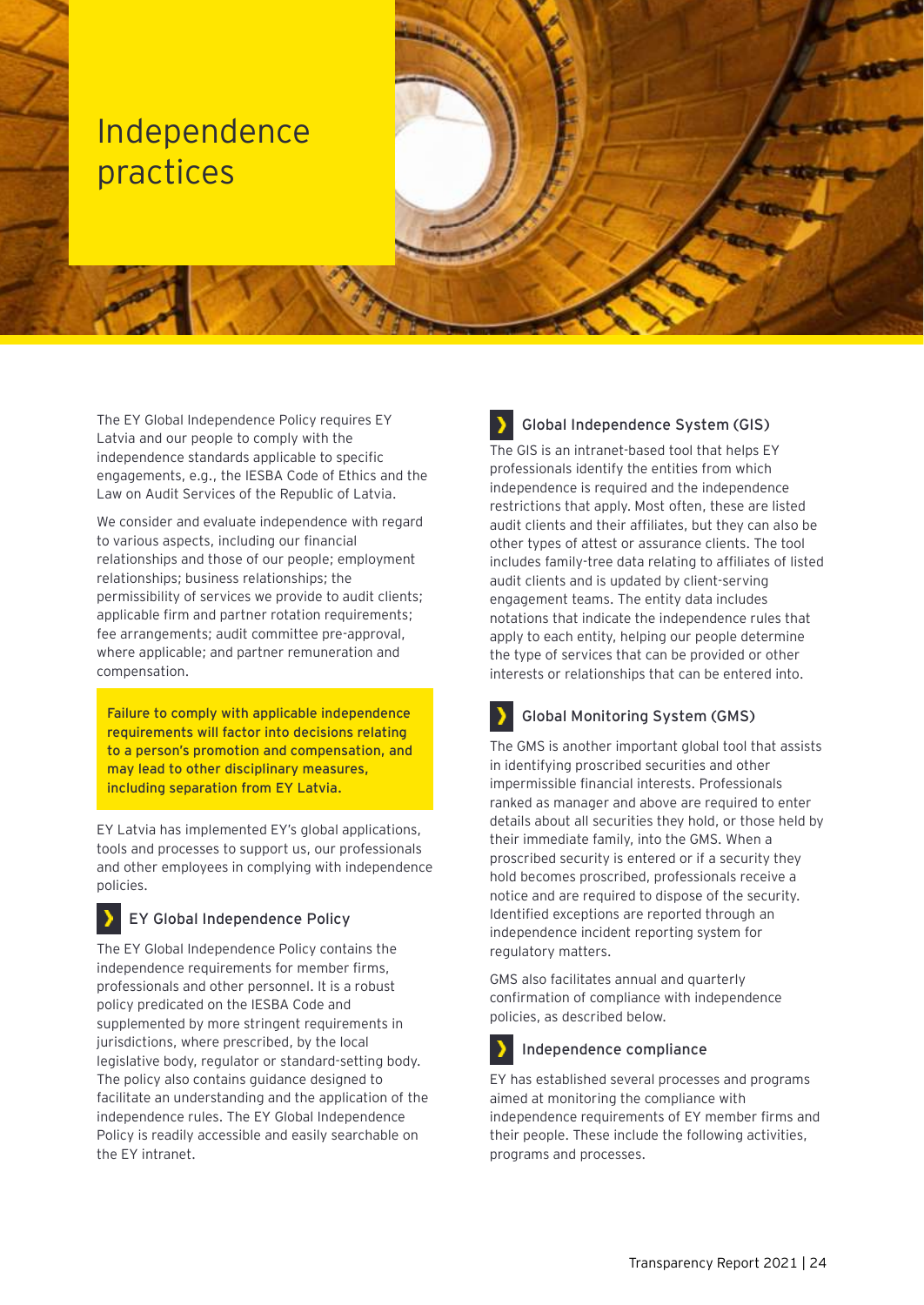# Independence practices

The EY Global Independence Policy requires EY Latvia and our people to comply with the independence standards applicable to specific engagements, e.g., the IESBA Code of Ethics and the Law on Audit Services of the Republic of Latvia.

We consider and evaluate independence with regard to various aspects, including our financial relationships and those of our people; employment relationships; business relationships; the permissibility of services we provide to audit clients; applicable firm and partner rotation requirements; fee arrangements; audit committee pre-approval, where applicable; and partner remuneration and compensation.

**Failure to comply with applicable independence requirements will factor into decisions relating to a person's promotion and compensation, and may lead to other disciplinary measures, including separation from EY Latvia.**

EY Latvia has implemented EY's global applications, tools and processes to support us, our professionals and other employees in complying with independence policies.

## EY Global Independence Policy

The EY Global Independence Policy contains the independence requirements for member firms, professionals and other personnel. It is a robust policy predicated on the IESBA Code and supplemented by more stringent requirements in jurisdictions, where prescribed, by the local legislative body, regulator or standard-setting body. The policy also contains guidance designed to facilitate an understanding and the application of the independence rules. The EY Global Independence Policy is readily accessible and easily searchable on the EY intranet.

## Global Independence System (GIS)

The GIS is an intranet-based tool that helps EY professionals identify the entities from which independence is required and the independence restrictions that apply. Most often, these are listed audit clients and their affiliates, but they can also be other types of attest or assurance clients. The tool includes family-tree data relating to affiliates of listed audit clients and is updated by client-serving engagement teams. The entity data includes notations that indicate the independence rules that apply to each entity, helping our people determine the type of services that can be provided or other interests or relationships that can be entered into.

## Global Monitoring System (GMS)

The GMS is another important global tool that assists in identifying proscribed securities and other impermissible financial interests. Professionals ranked as manager and above are required to enter details about all securities they hold, or those held by their immediate family, into the GMS. When a proscribed security is entered or if a security they hold becomes proscribed, professionals receive a notice and are required to dispose of the security. Identified exceptions are reported through an independence incident reporting system for regulatory matters.

GMS also facilitates annual and quarterly confirmation of compliance with independence policies, as described below.

## Independence compliance

EY has established several processes and programs aimed at monitoring the compliance with independence requirements of EY member firms and their people. These include the following activities, programs and processes.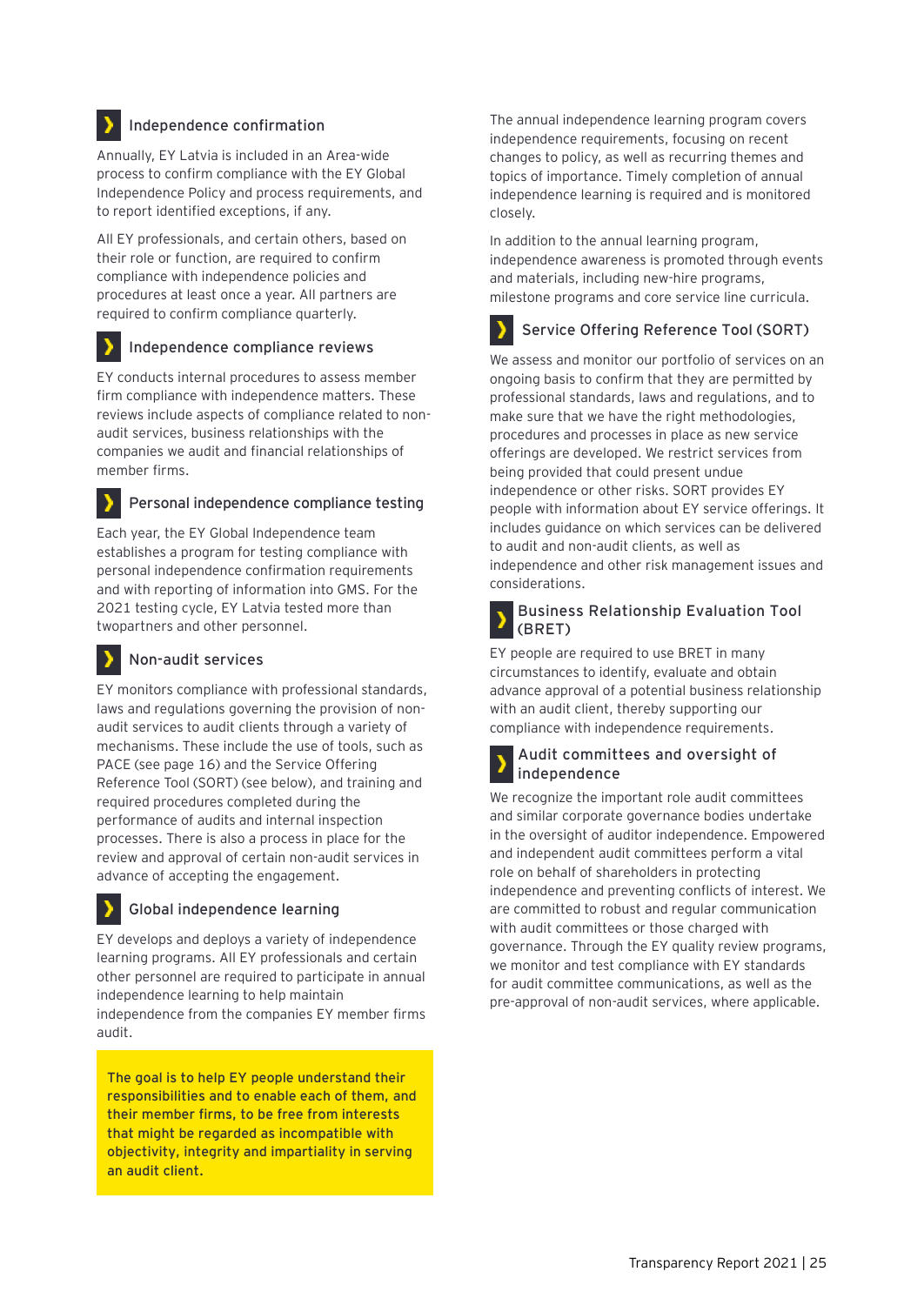### Independence confirmation

Annually, EY Latvia is included in an Area-wide process to confirm compliance with the EY Global Independence Policy and process requirements, and to report identified exceptions, if any.

All EY professionals, and certain others, based on their role or function, are required to confirm compliance with independence policies and procedures at least once a year. All partners are required to confirm compliance quarterly.

### Independence compliance reviews

EY conducts internal procedures to assess member firm compliance with independence matters. These reviews include aspects of compliance related to non-audit services, business relationships with the companies we audit and financial relationships of member firms.

### Personal independence compliance testing

Each year, the EY Global Independence team establishes a program for testing compliance with personal independence confirmation requirements and with reporting of information into GMS. For the 2021 testing cycle, EY Latvia tested more than twopartners and other personnel.

### Non-audit services

EY monitors compliance with professional standards, laws and regulations governing the provision of non-audit services to audit clients through a variety of mechanisms. These include the use of tools, such as PACE (see page 16) and the Service Offering Reference Tool (SORT) (see below), and training and required procedures completed during the performance of audits and internal inspection processes. There is also a process in place for the review and approval of certain non-audit services in advance of accepting the engagement.

### Global independence learning

EY develops and deploys a variety of independence learning programs. All EY professionals and certain other personnel are required to participate in annual independence learning to help maintain independence from the companies EY member firms audit.

**The goal is to help EY people understand their responsibilities and to enable each of them, and their member firms, to be free from interests that might be regarded as incompatible with objectivity, integrity and impartiality in serving an audit client.**

The annual independence learning program covers independence requirements, focusing on recent changes to policy, as well as recurring themes and topics of importance. Timely completion of annual independence learning is required and is monitored closely.

In addition to the annual learning program, independence awareness is promoted through events and materials, including new-hire programs, milestone programs and core service line curricula.

### Service Offering Reference Tool (SORT)

We assess and monitor our portfolio of services on an ongoing basis to confirm that they are permitted by professional standards, laws and regulations, and to make sure that we have the right methodologies, procedures and processes in place as new service offerings are developed. We restrict services from being provided that could present undue independence or other risks. SORT provides EY people with information about EY service offerings. It includes guidance on which services can be delivered to audit and non-audit clients, as well as independence and other risk management issues and considerations.

### Business Relationship Evaluation Tool (BRET)

EY people are required to use BRET in many circumstances to identify, evaluate and obtain advance approval of a potential business relationship with an audit client, thereby supporting our compliance with independence requirements.

### Audit committees and oversight of independence

We recognize the important role audit committees and similar corporate governance bodies undertake in the oversight of auditor independence. Empowered and independent audit committees perform a vital role on behalf of shareholders in protecting independence and preventing conflicts of interest. We are committed to robust and regular communication with audit committees or those charged with governance. Through the EY quality review programs, we monitor and test compliance with EY standards for audit committee communications, as well as the pre-approval of non-audit services, where applicable.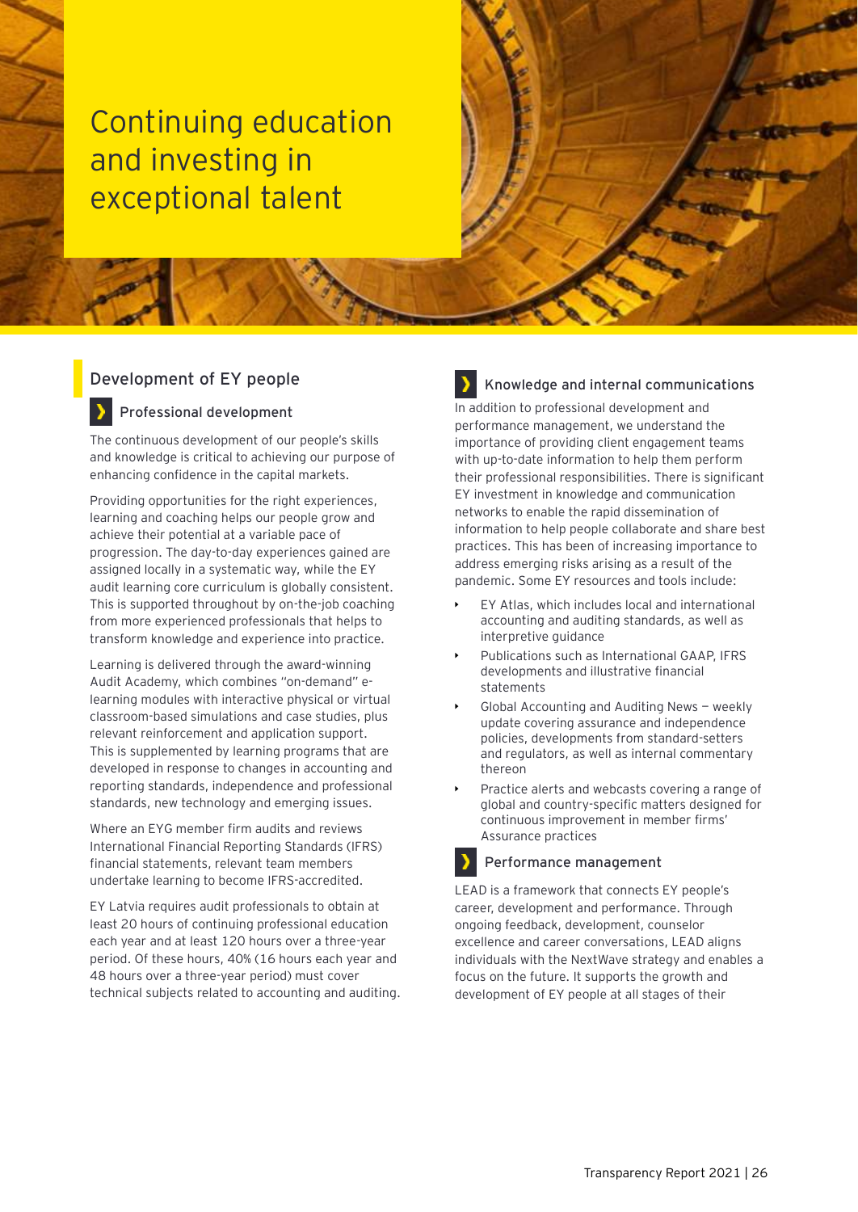# Continuing education and investing in exceptional talent

## Development of EY people

### Professional development

The continuous development of our people's skills and knowledge is critical to achieving our purpose of enhancing confidence in the capital markets.

Providing opportunities for the right experiences, learning and coaching helps our people grow and achieve their potential at a variable pace of progression. The day-to-day experiences gained are assigned locally in a systematic way, while the EY audit learning core curriculum is globally consistent. This is supported throughout by on-the-job coaching from more experienced professionals that helps to transform knowledge and experience into practice.

Learning is delivered through the award-winning Audit Academy, which combines "on-demand" e-learning modules with interactive physical or virtual classroom-based simulations and case studies, plus relevant reinforcement and application support. This is supplemented by learning programs that are developed in response to changes in accounting and reporting standards, independence and professional standards, new technology and emerging issues.

Where an EYG member firm audits and reviews International Financial Reporting Standards (IFRS) financial statements, relevant team members undertake learning to become IFRS-accredited.

EY Latvia requires audit professionals to obtain at least 20 hours of continuing professional education each year and at least 120 hours over a three-year period. Of these hours, 40% (16 hours each year and 48 hours over a three-year period) must cover technical subjects related to accounting and auditing.

### Knowledge and internal communications

In addition to professional development and performance management, we understand the importance of providing client engagement teams with up-to-date information to help them perform their professional responsibilities. There is significant EY investment in knowledge and communication networks to enable the rapid dissemination of information to help people collaborate and share best practices. This has been of increasing importance to address emerging risks arising as a result of the pandemic. Some EY resources and tools include:

- EY Atlas, which includes local and international accounting and auditing standards, as well as interpretive guidance
- Publications such as International GAAP, IFRS developments and illustrative financial statements
- Global Accounting and Auditing News — weekly update covering assurance and independence policies, developments from standard-setters and regulators, as well as internal commentary thereon
- Practice alerts and webcasts covering a range of global and country-specific matters designed for continuous improvement in member firms' Assurance practices

### Performance management

LEAD is a framework that connects EY people's career, development and performance. Through ongoing feedback, development, counselor excellence and career conversations, LEAD aligns individuals with the NextWave strategy and enables a focus on the future. It supports the growth and development of EY people at all stages of their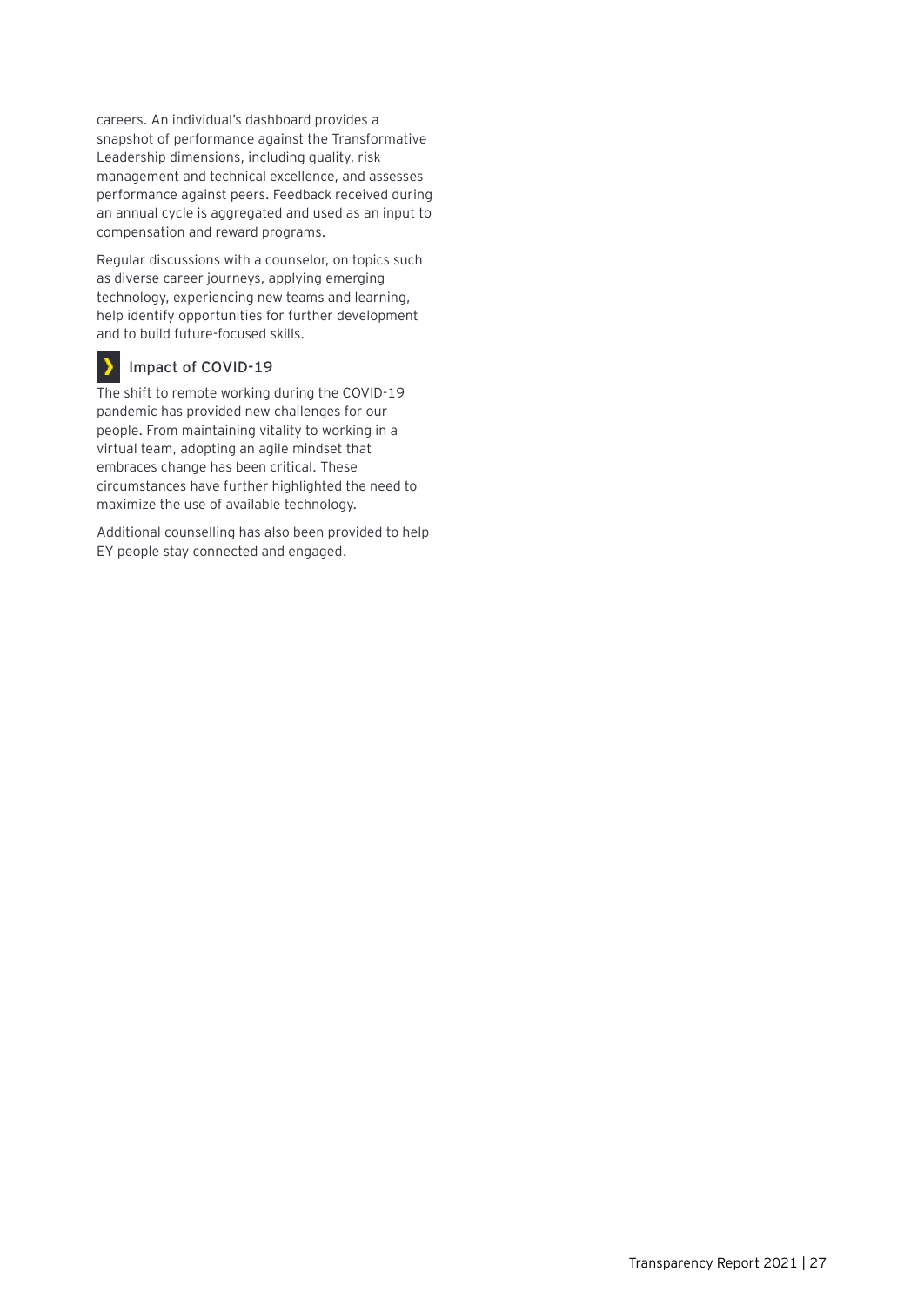careers. An individual's dashboard provides a snapshot of performance against the Transformative Leadership dimensions, including quality, risk management and technical excellence, and assesses performance against peers. Feedback received during an annual cycle is aggregated and used as an input to compensation and reward programs.

Regular discussions with a counselor, on topics such as diverse career journeys, applying emerging technology, experiencing new teams and learning, help identify opportunities for further development and to build future-focused skills.

### Impact of COVID-19

The shift to remote working during the COVID-19 pandemic has provided new challenges for our people. From maintaining vitality to working in a virtual team, adopting an agile mindset that embraces change has been critical. These circumstances have further highlighted the need to maximize the use of available technology.

Additional counselling has also been provided to help EY people stay connected and engaged.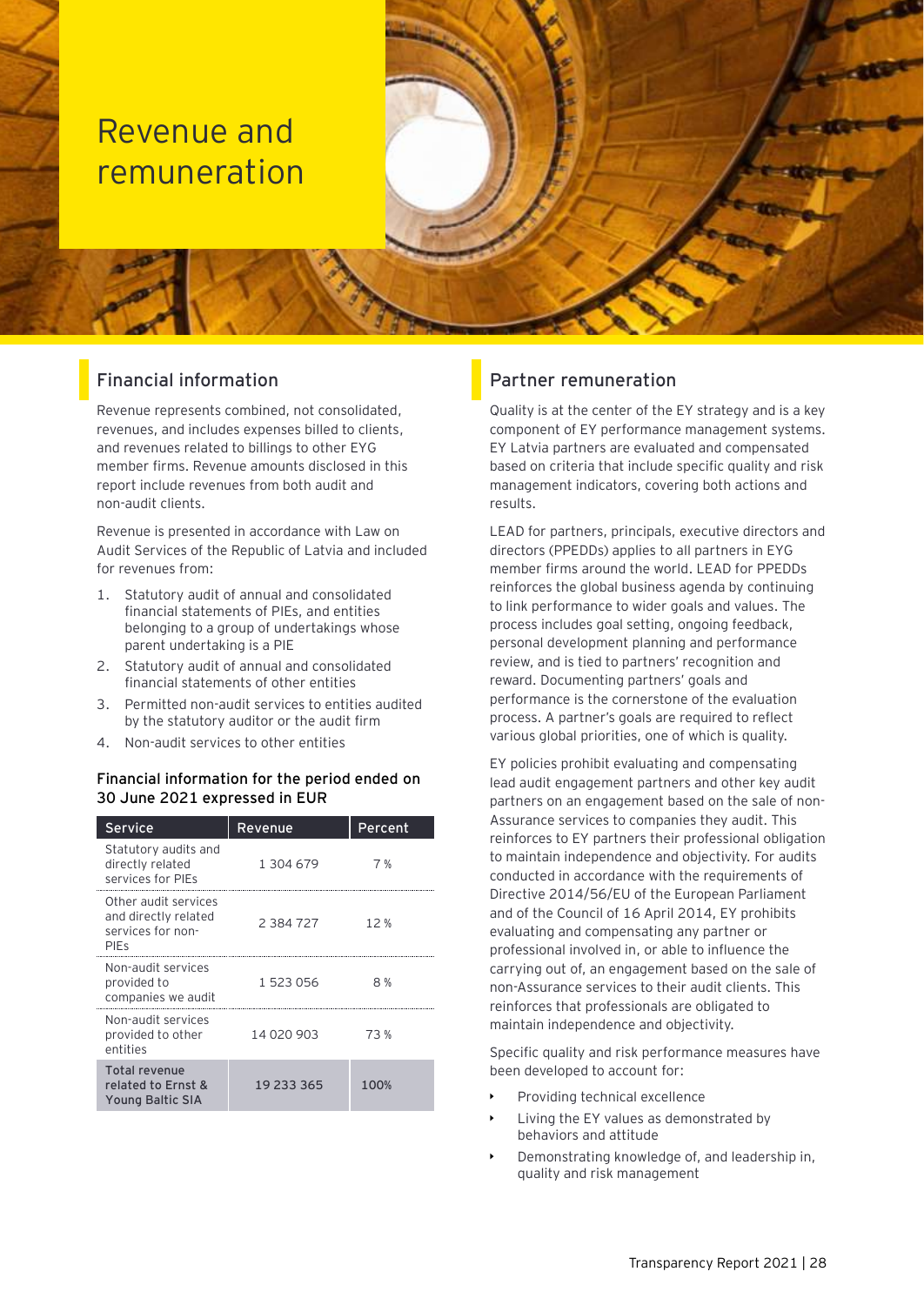# Revenue and remuneration

## Financial information

Revenue represents combined, not consolidated, revenues, and includes expenses billed to clients, and revenues related to billings to other EYG member firms. Revenue amounts disclosed in this report include revenues from both audit and non-audit clients.

Revenue is presented in accordance with Law on Audit Services of the Republic of Latvia and included for revenues from:

1. Statutory audit of annual and consolidated financial statements of PIEs, and entities belonging to a group of undertakings whose parent undertaking is a PIE
2. Statutory audit of annual and consolidated financial statements of other entities
3. Permitted non-audit services to entities audited by the statutory auditor or the audit firm
4. Non-audit services to other entities

### Financial information for the period ended on 30 June 2021 expressed in EUR

| Service | Revenue | Percent |
|---|---|---|
| Statutory audits and directly related services for PIEs | 1 304 679 | 7 % |
| Other audit services and directly related services for non-PIEs | 2 384 727 | 12 % |
| Non-audit services provided to companies we audit | 1 523 056 | 8 % |
| Non-audit services provided to other entities | 14 020 903 | 73 % |
| **Total revenue related to Ernst & Young Baltic SIA** | 19 233 365 | 100% |

## Partner remuneration

Quality is at the center of the EY strategy and is a key component of EY performance management systems. EY Latvia partners are evaluated and compensated based on criteria that include specific quality and risk management indicators, covering both actions and results.

LEAD for partners, principals, executive directors and directors (PPEDDs) applies to all partners in EYG member firms around the world. LEAD for PPEDDs reinforces the global business agenda by continuing to link performance to wider goals and values. The process includes goal setting, ongoing feedback, personal development planning and performance review, and is tied to partners' recognition and reward. Documenting partners' goals and performance is the cornerstone of the evaluation process. A partner's goals are required to reflect various global priorities, one of which is quality.

EY policies prohibit evaluating and compensating lead audit engagement partners and other key audit partners on an engagement based on the sale of non-Assurance services to companies they audit. This reinforces to EY partners their professional obligation to maintain independence and objectivity. For audits conducted in accordance with the requirements of Directive 2014/56/EU of the European Parliament and of the Council of 16 April 2014, EY prohibits evaluating and compensating any partner or professional involved in, or able to influence the carrying out of, an engagement based on the sale of non-Assurance services to their audit clients. This reinforces that professionals are obligated to maintain independence and objectivity.

Specific quality and risk performance measures have been developed to account for:

- Providing technical excellence
- Living the EY values as demonstrated by behaviors and attitude
- Demonstrating knowledge of, and leadership in, quality and risk management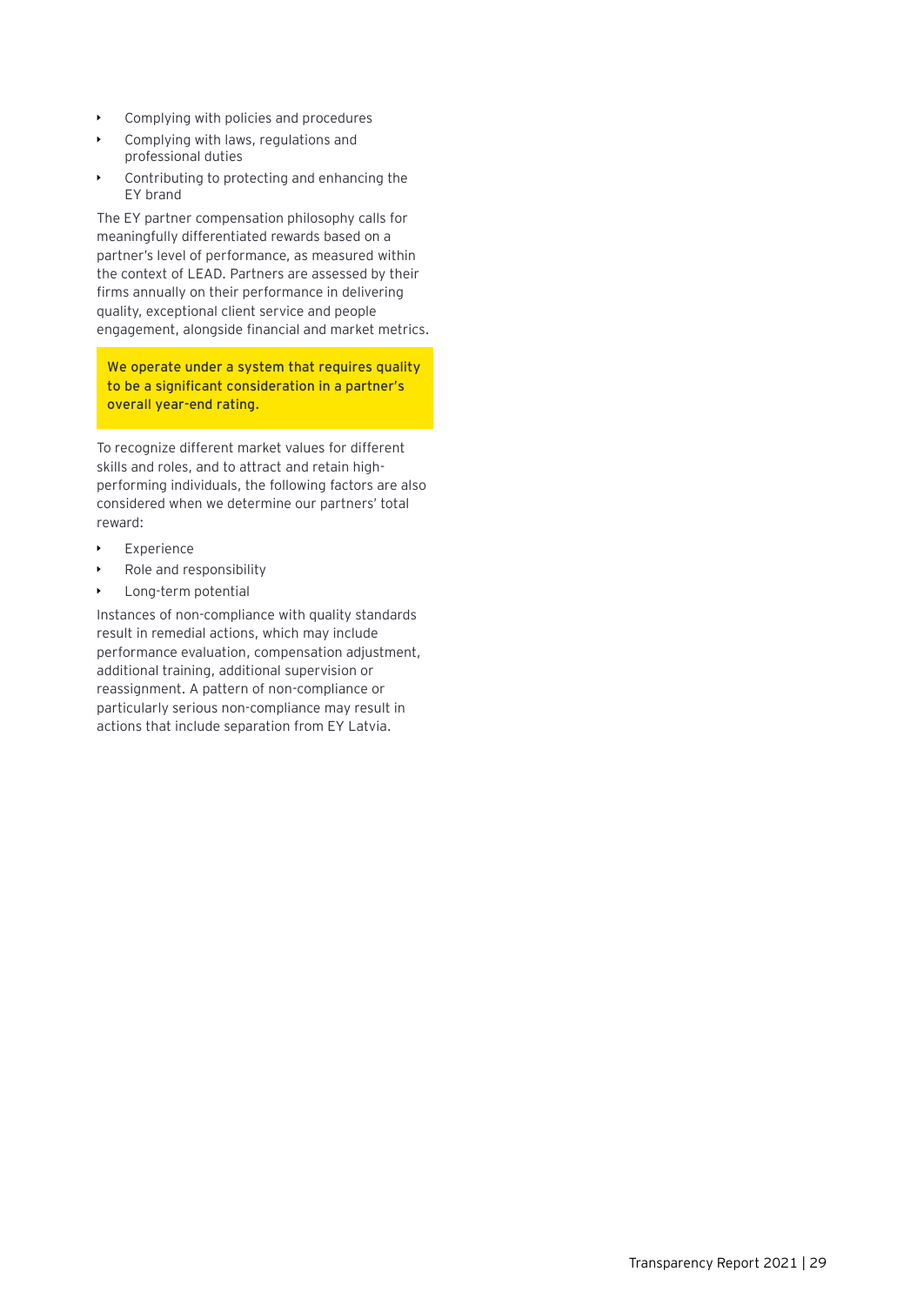- Complying with policies and procedures
- Complying with laws, regulations and professional duties
- Contributing to protecting and enhancing the EY brand

The EY partner compensation philosophy calls for meaningfully differentiated rewards based on a partner's level of performance, as measured within the context of LEAD. Partners are assessed by their firms annually on their performance in delivering quality, exceptional client service and people engagement, alongside financial and market metrics.

**We operate under a system that requires quality to be a significant consideration in a partner's overall year-end rating.**

To recognize different market values for different skills and roles, and to attract and retain high-performing individuals, the following factors are also considered when we determine our partners' total reward:

- Experience
- Role and responsibility
- Long-term potential

Instances of non-compliance with quality standards result in remedial actions, which may include performance evaluation, compensation adjustment, additional training, additional supervision or reassignment. A pattern of non-compliance or particularly serious non-compliance may result in actions that include separation from EY Latvia.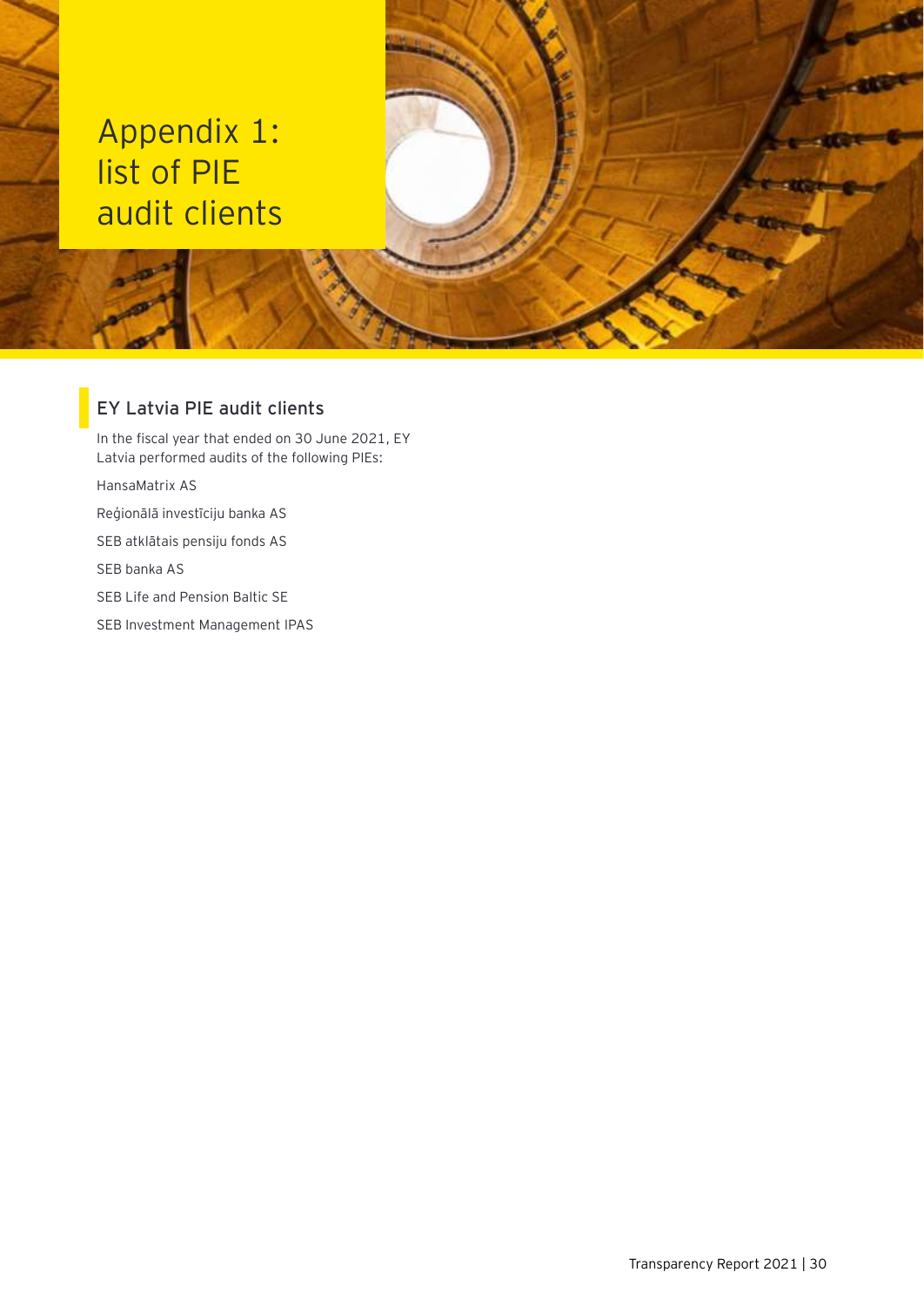# Appendix 1: list of PIE audit clients

## EY Latvia PIE audit clients

In the fiscal year that ended on 30 June 2021, EY Latvia performed audits of the following PIEs:

HansaMatrix AS

Reģionālā investīciju banka AS

SEB atklātais pensiju fonds AS

SEB banka AS

SEB Life and Pension Baltic SE

SEB Investment Management IPAS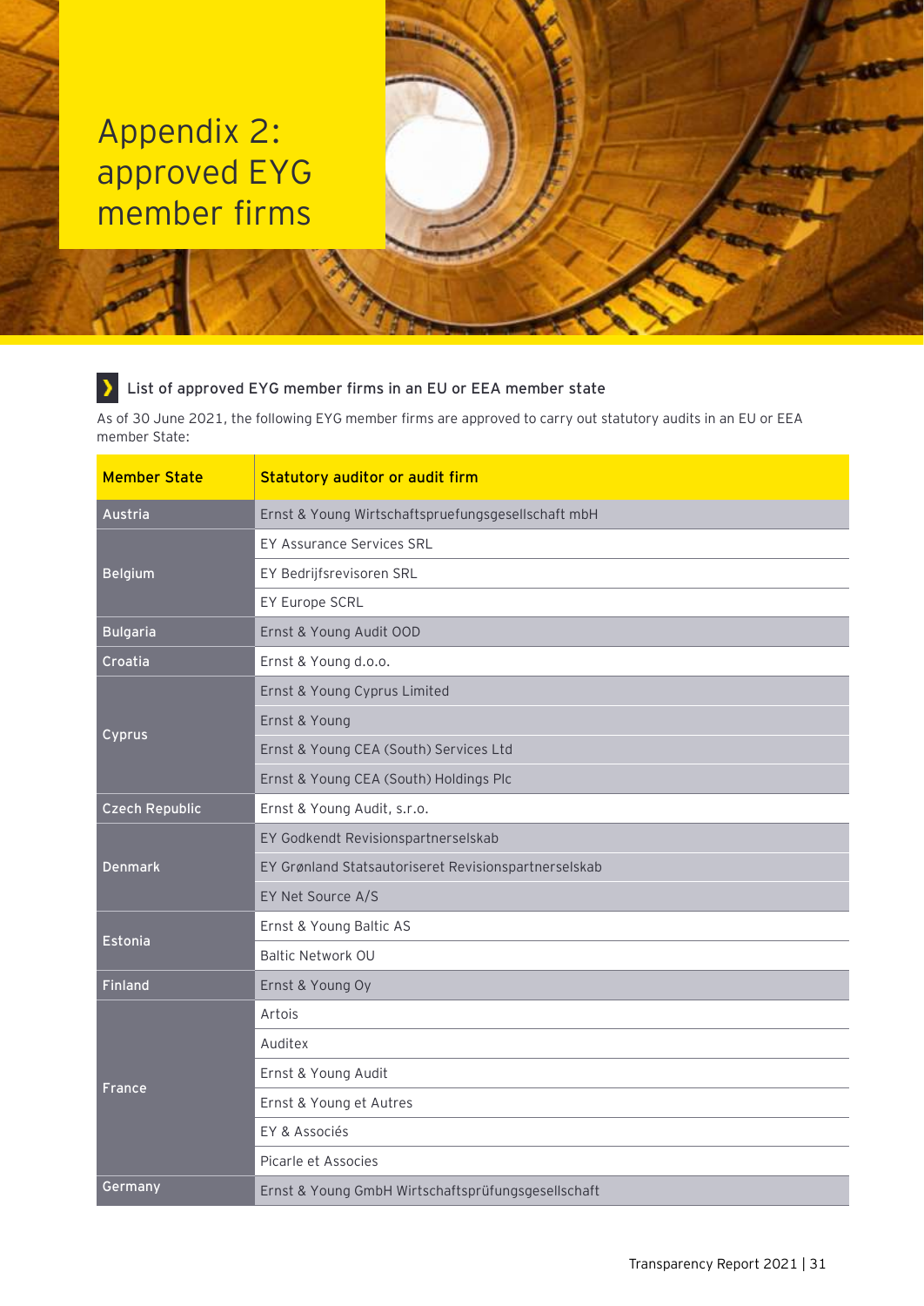# Appendix 2: approved EYG member firms

## List of approved EYG member firms in an EU or EEA member state

As of 30 June 2021, the following EYG member firms are approved to carry out statutory audits in an EU or EEA member State:

| Member State | Statutory auditor or audit firm |
|---|---|
| Austria | Ernst & Young Wirtschaftspruefungsgesellschaft mbH |
| Belgium | EY Assurance Services SRL |
| | EY Bedrijfsrevisoren SRL |
| | EY Europe SCRL |
| Bulgaria | Ernst & Young Audit OOD |
| Croatia | Ernst & Young d.o.o. |
| Cyprus | Ernst & Young Cyprus Limited |
| | Ernst & Young |
| | Ernst & Young CEA (South) Services Ltd |
| | Ernst & Young CEA (South) Holdings Plc |
| Czech Republic | Ernst & Young Audit, s.r.o. |
| Denmark | EY Godkendt Revisionspartnerselskab |
| | EY Grønland Statsautoriseret Revisionspartnerselskab |
| | EY Net Source A/S |
| Estonia | Ernst & Young Baltic AS |
| | Baltic Network OU |
| Finland | Ernst & Young Oy |
| France | Artois |
| | Auditex |
| | Ernst & Young Audit |
| | Ernst & Young et Autres |
| | EY & Associés |
| | Picarle et Associes |
| Germany | Ernst & Young GmbH Wirtschaftsprüfungsgesellschaft |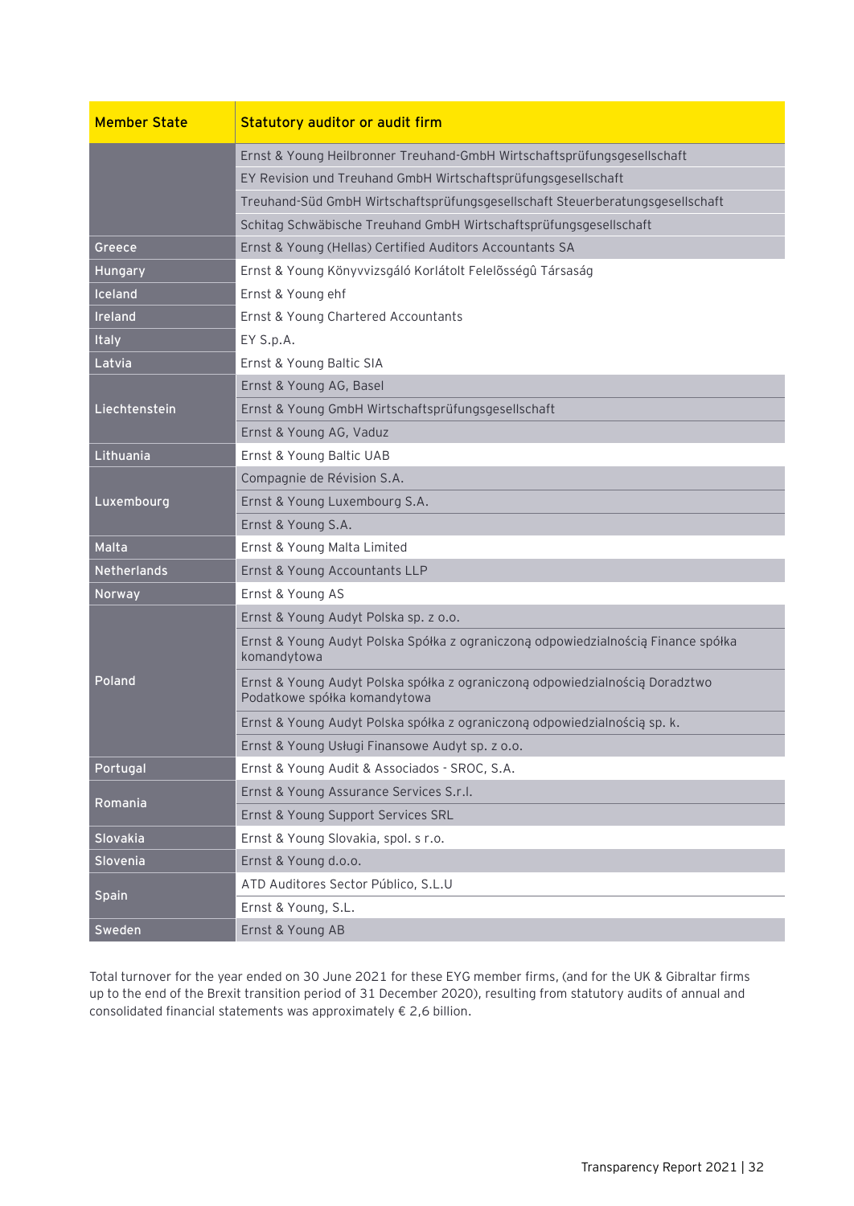| Member State | Statutory auditor or audit firm |
| --- | --- |
| | Ernst & Young Heilbronner Treuhand-GmbH Wirtschaftsprüfungsgesellschaft |
| | EY Revision und Treuhand GmbH Wirtschaftsprüfungsgesellschaft |
| | Treuhand-Süd GmbH Wirtschaftsprüfungsgesellschaft Steuerberatungsgesellschaft |
| | Schitag Schwäbische Treuhand GmbH Wirtschaftsprüfungsgesellschaft |
| Greece | Ernst & Young (Hellas) Certified Auditors Accountants SA |
| Hungary | Ernst & Young Könyvvizsgáló Korlátolt Felelõsségû Társaság |
| Iceland | Ernst & Young ehf |
| Ireland | Ernst & Young Chartered Accountants |
| Italy | EY S.p.A. |
| Latvia | Ernst & Young Baltic SIA |
| Liechtenstein | Ernst & Young AG, Basel |
| | Ernst & Young GmbH Wirtschaftsprüfungsgesellschaft |
| | Ernst & Young AG, Vaduz |
| Lithuania | Ernst & Young Baltic UAB |
| Luxembourg | Compagnie de Révision S.A. |
| | Ernst & Young Luxembourg S.A. |
| | Ernst & Young S.A. |
| Malta | Ernst & Young Malta Limited |
| Netherlands | Ernst & Young Accountants LLP |
| Norway | Ernst & Young AS |
| Poland | Ernst & Young Audyt Polska sp. z o.o. |
| | Ernst & Young Audyt Polska Spółka z ograniczoną odpowiedzialnością Finance spółka komandytowa |
| | Ernst & Young Audyt Polska spółka z ograniczoną odpowiedzialnością Doradztwo Podatkowe spółka komandytowa |
| | Ernst & Young Audyt Polska spółka z ograniczoną odpowiedzialnością sp. k. |
| | Ernst & Young Usługi Finansowe Audyt sp. z o.o. |
| Portugal | Ernst & Young Audit & Associados - SROC, S.A. |
| Romania | Ernst & Young Assurance Services S.r.l. |
| | Ernst & Young Support Services SRL |
| Slovakia | Ernst & Young Slovakia, spol. s r.o. |
| Slovenia | Ernst & Young d.o.o. |
| Spain | ATD Auditores Sector Público, S.L.U |
| | Ernst & Young, S.L. |
| Sweden | Ernst & Young AB |

Total turnover for the year ended on 30 June 2021 for these EYG member firms, (and for the UK & Gibraltar firms up to the end of the Brexit transition period of 31 December 2020), resulting from statutory audits of annual and consolidated financial statements was approximately € 2,6 billion.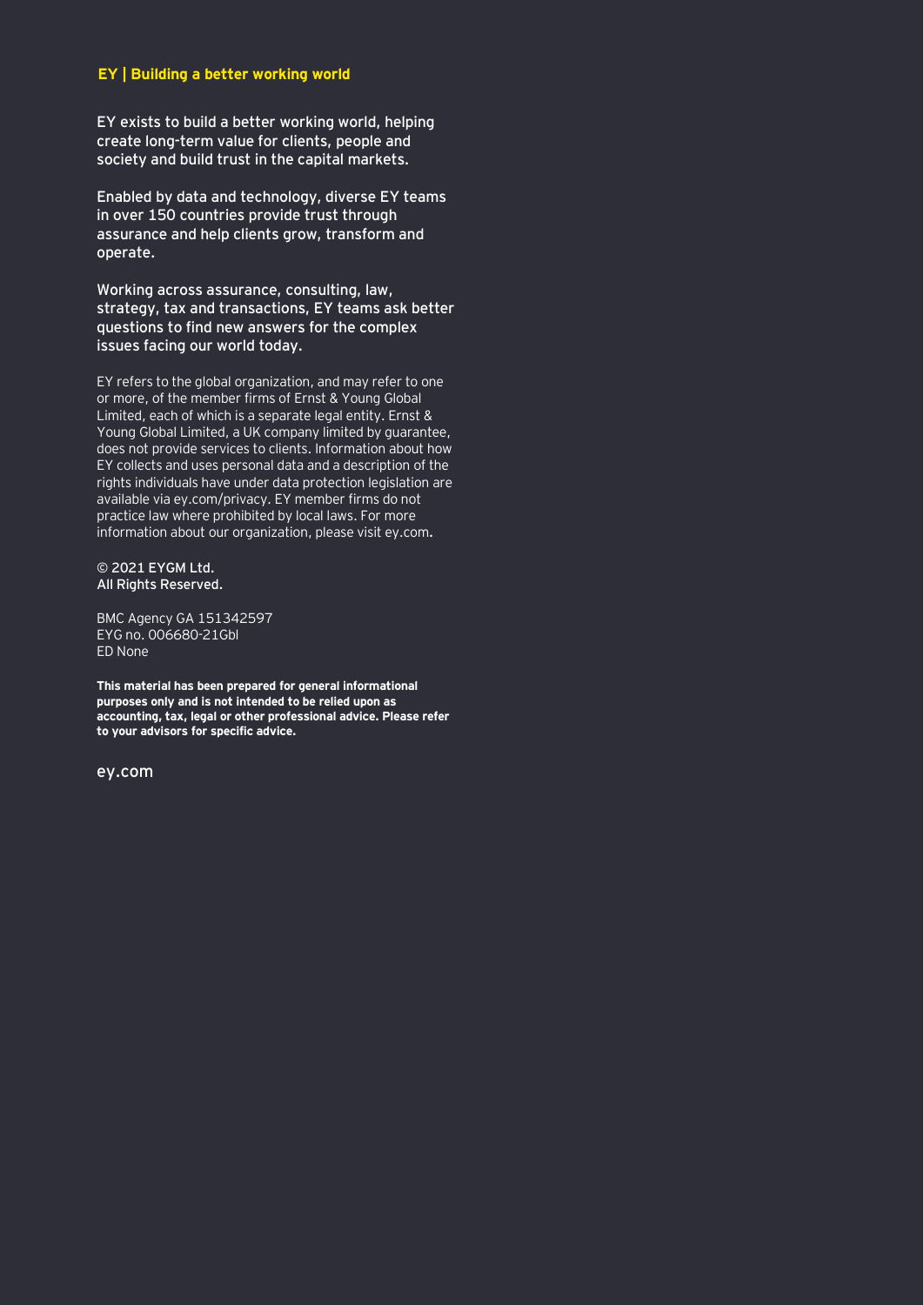**EY | Building a better working world**

EY exists to build a better working world, helping create long-term value for clients, people and society and build trust in the capital markets.

Enabled by data and technology, diverse EY teams in over 150 countries provide trust through assurance and help clients grow, transform and operate.

Working across assurance, consulting, law, strategy, tax and transactions, EY teams ask better questions to find new answers for the complex issues facing our world today.

EY refers to the global organization, and may refer to one or more, of the member firms of Ernst & Young Global Limited, each of which is a separate legal entity. Ernst & Young Global Limited, a UK company limited by guarantee, does not provide services to clients. Information about how EY collects and uses personal data and a description of the rights individuals have under data protection legislation are available via ey.com/privacy. EY member firms do not practice law where prohibited by local laws. For more information about our organization, please visit ey.com.

© 2021 EYGM Ltd.
All Rights Reserved.

BMC Agency GA 151342597
EYG no. 006680-21Gbl
ED None

**This material has been prepared for general informational purposes only and is not intended to be relied upon as accounting, tax, legal or other professional advice. Please refer to your advisors for specific advice.**

ey.com